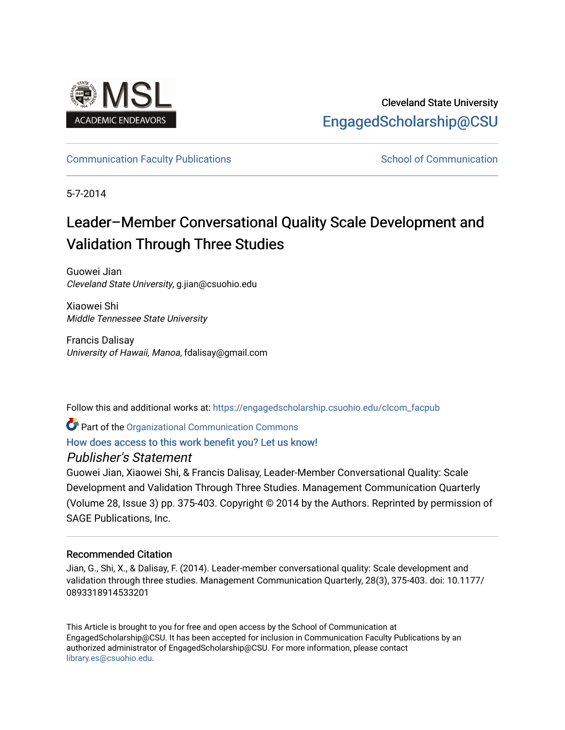Cleveland State University

EngagedScholarship@CSU

Communication Faculty Publications | School of Communication

5-7-2014

# Leader–Member Conversational Quality Scale Development and Validation Through Three Studies

Guowei Jian
*Cleveland State University*, g.jian@csuohio.edu

Xiaowei Shi
*Middle Tennessee State University*

Francis Dalisay
*University of Hawaii, Manoa*, fdalisay@gmail.com

Follow this and additional works at: https://engagedscholarship.csuohio.edu/clcom_facpub

Part of the Organizational Communication Commons

How does access to this work benefit you? Let us know!

## *Publisher's Statement*

Guowei Jian, Xiaowei Shi, & Francis Dalisay, Leader-Member Conversational Quality: Scale Development and Validation Through Three Studies. Management Communication Quarterly (Volume 28, Issue 3) pp. 375-403. Copyright © 2014 by the Authors. Reprinted by permission of SAGE Publications, Inc.

### Recommended Citation

Jian, G., Shi, X., & Dalisay, F. (2014). Leader-member conversational quality: Scale development and validation through three studies. Management Communication Quarterly, 28(3), 375-403. doi: 10.1177/0893318914533201

This Article is brought to you for free and open access by the School of Communication at EngagedScholarship@CSU. It has been accepted for inclusion in Communication Faculty Publications by an authorized administrator of EngagedScholarship@CSU. For more information, please contact library.es@csuohio.edu.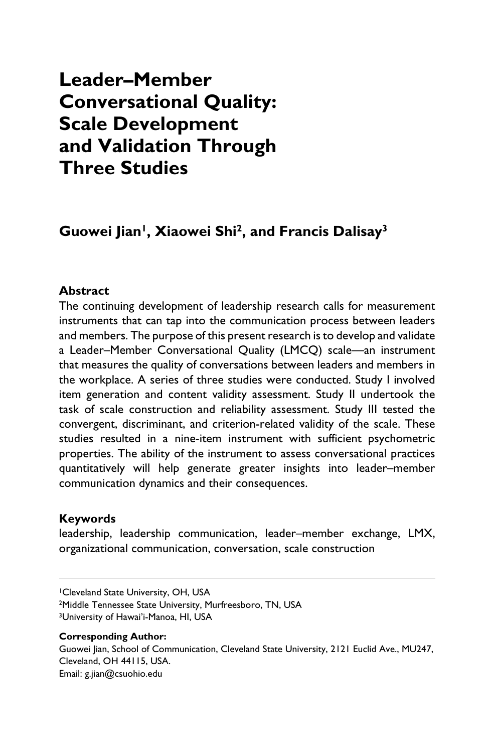# Leader–Member Conversational Quality: Scale Development and Validation Through Three Studies

**Guowei Jian[1], Xiaowei Shi[2], and Francis Dalisay[3]**

### Abstract

The continuing development of leadership research calls for measurement instruments that can tap into the communication process between leaders and members. The purpose of this present research is to develop and validate a Leader–Member Conversational Quality (LMCQ) scale—an instrument that measures the quality of conversations between leaders and members in the workplace. A series of three studies were conducted. Study I involved item generation and content validity assessment. Study II undertook the task of scale construction and reliability assessment. Study III tested the convergent, discriminant, and criterion-related validity of the scale. These studies resulted in a nine-item instrument with sufficient psychometric properties. The ability of the instrument to assess conversational practices quantitatively will help generate greater insights into leader–member communication dynamics and their consequences.

### Keywords

leadership, leadership communication, leader–member exchange, LMX, organizational communication, conversation, scale construction

---

[1]Cleveland State University, OH, USA
[2]Middle Tennessee State University, Murfreesboro, TN, USA
[3]University of Hawai'i-Manoa, HI, USA

**Corresponding Author:**
Guowei Jian, School of Communication, Cleveland State University, 2121 Euclid Ave., MU247, Cleveland, OH 44115, USA.
Email: g.jian@csuohio.edu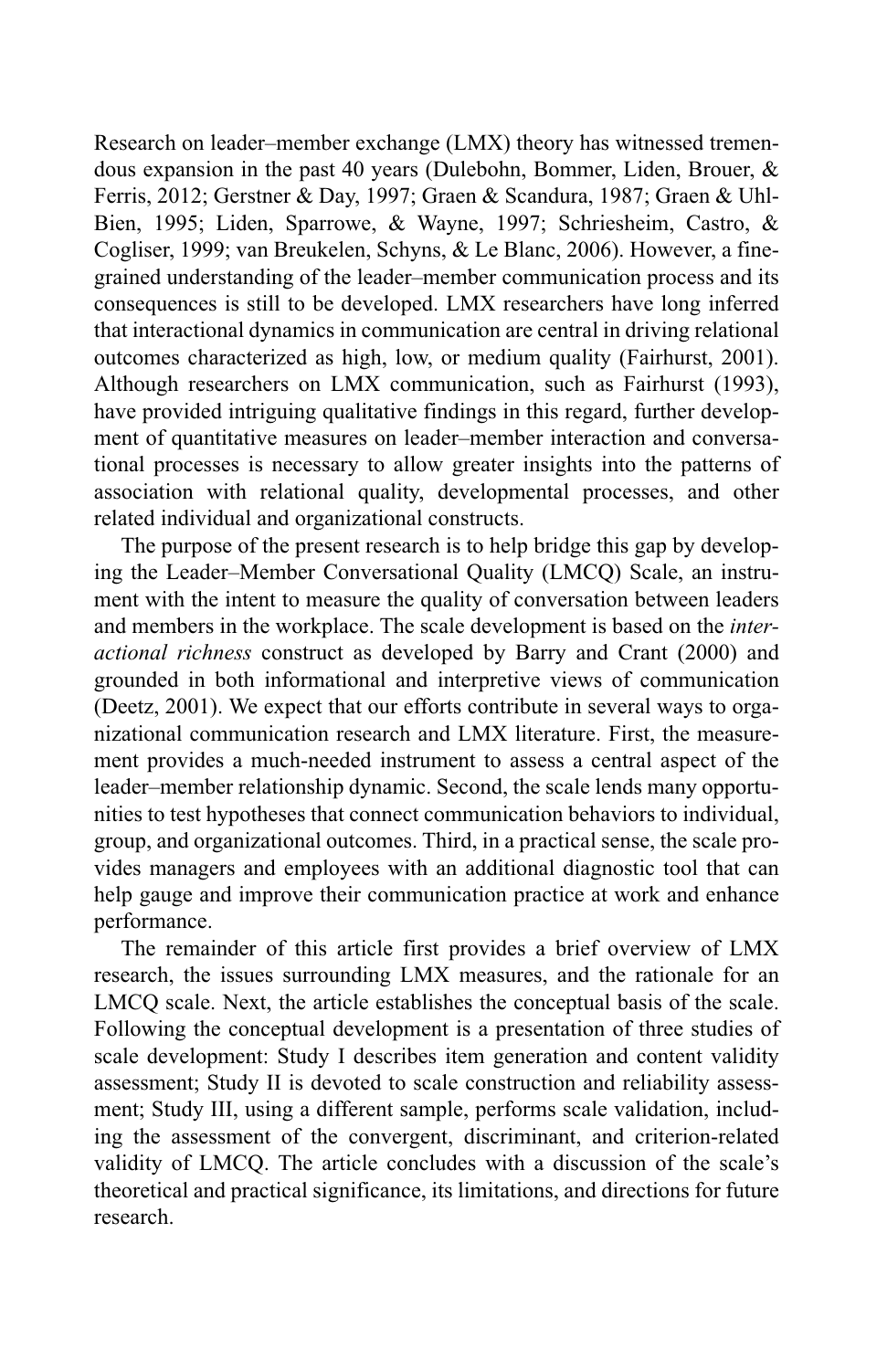Research on leader–member exchange (LMX) theory has witnessed tremendous expansion in the past 40 years (Dulebohn, Bommer, Liden, Brouer, & Ferris, 2012; Gerstner & Day, 1997; Graen & Scandura, 1987; Graen & Uhl-Bien, 1995; Liden, Sparrowe, & Wayne, 1997; Schriesheim, Castro, & Cogliser, 1999; van Breukelen, Schyns, & Le Blanc, 2006). However, a fine-grained understanding of the leader–member communication process and its consequences is still to be developed. LMX researchers have long inferred that interactional dynamics in communication are central in driving relational outcomes characterized as high, low, or medium quality (Fairhurst, 2001). Although researchers on LMX communication, such as Fairhurst (1993), have provided intriguing qualitative findings in this regard, further development of quantitative measures on leader–member interaction and conversational processes is necessary to allow greater insights into the patterns of association with relational quality, developmental processes, and other related individual and organizational constructs.

The purpose of the present research is to help bridge this gap by developing the Leader–Member Conversational Quality (LMCQ) Scale, an instrument with the intent to measure the quality of conversation between leaders and members in the workplace. The scale development is based on the *interactional richness* construct as developed by Barry and Crant (2000) and grounded in both informational and interpretive views of communication (Deetz, 2001). We expect that our efforts contribute in several ways to organizational communication research and LMX literature. First, the measurement provides a much-needed instrument to assess a central aspect of the leader–member relationship dynamic. Second, the scale lends many opportunities to test hypotheses that connect communication behaviors to individual, group, and organizational outcomes. Third, in a practical sense, the scale provides managers and employees with an additional diagnostic tool that can help gauge and improve their communication practice at work and enhance performance.

The remainder of this article first provides a brief overview of LMX research, the issues surrounding LMX measures, and the rationale for an LMCQ scale. Next, the article establishes the conceptual basis of the scale. Following the conceptual development is a presentation of three studies of scale development: Study I describes item generation and content validity assessment; Study II is devoted to scale construction and reliability assessment; Study III, using a different sample, performs scale validation, including the assessment of the convergent, discriminant, and criterion-related validity of LMCQ. The article concludes with a discussion of the scale's theoretical and practical significance, its limitations, and directions for future research.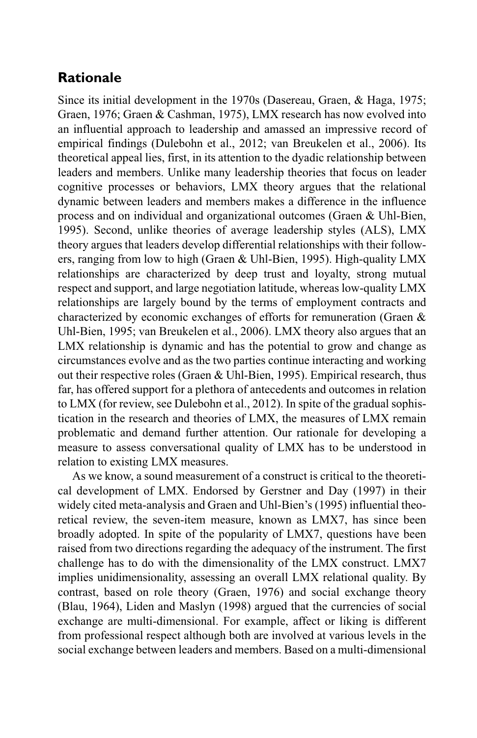## Rationale

Since its initial development in the 1970s (Dasereau, Graen, & Haga, 1975; Graen, 1976; Graen & Cashman, 1975), LMX research has now evolved into an influential approach to leadership and amassed an impressive record of empirical findings (Dulebohn et al., 2012; van Breukelen et al., 2006). Its theoretical appeal lies, first, in its attention to the dyadic relationship between leaders and members. Unlike many leadership theories that focus on leader cognitive processes or behaviors, LMX theory argues that the relational dynamic between leaders and members makes a difference in the influence process and on individual and organizational outcomes (Graen & Uhl-Bien, 1995). Second, unlike theories of average leadership styles (ALS), LMX theory argues that leaders develop differential relationships with their followers, ranging from low to high (Graen & Uhl-Bien, 1995). High-quality LMX relationships are characterized by deep trust and loyalty, strong mutual respect and support, and large negotiation latitude, whereas low-quality LMX relationships are largely bound by the terms of employment contracts and characterized by economic exchanges of efforts for remuneration (Graen & Uhl-Bien, 1995; van Breukelen et al., 2006). LMX theory also argues that an LMX relationship is dynamic and has the potential to grow and change as circumstances evolve and as the two parties continue interacting and working out their respective roles (Graen & Uhl-Bien, 1995). Empirical research, thus far, has offered support for a plethora of antecedents and outcomes in relation to LMX (for review, see Dulebohn et al., 2012). In spite of the gradual sophistication in the research and theories of LMX, the measures of LMX remain problematic and demand further attention. Our rationale for developing a measure to assess conversational quality of LMX has to be understood in relation to existing LMX measures.

As we know, a sound measurement of a construct is critical to the theoretical development of LMX. Endorsed by Gerstner and Day (1997) in their widely cited meta-analysis and Graen and Uhl-Bien's (1995) influential theoretical review, the seven-item measure, known as LMX7, has since been broadly adopted. In spite of the popularity of LMX7, questions have been raised from two directions regarding the adequacy of the instrument. The first challenge has to do with the dimensionality of the LMX construct. LMX7 implies unidimensionality, assessing an overall LMX relational quality. By contrast, based on role theory (Graen, 1976) and social exchange theory (Blau, 1964), Liden and Maslyn (1998) argued that the currencies of social exchange are multi-dimensional. For example, affect or liking is different from professional respect although both are involved at various levels in the social exchange between leaders and members. Based on a multi-dimensional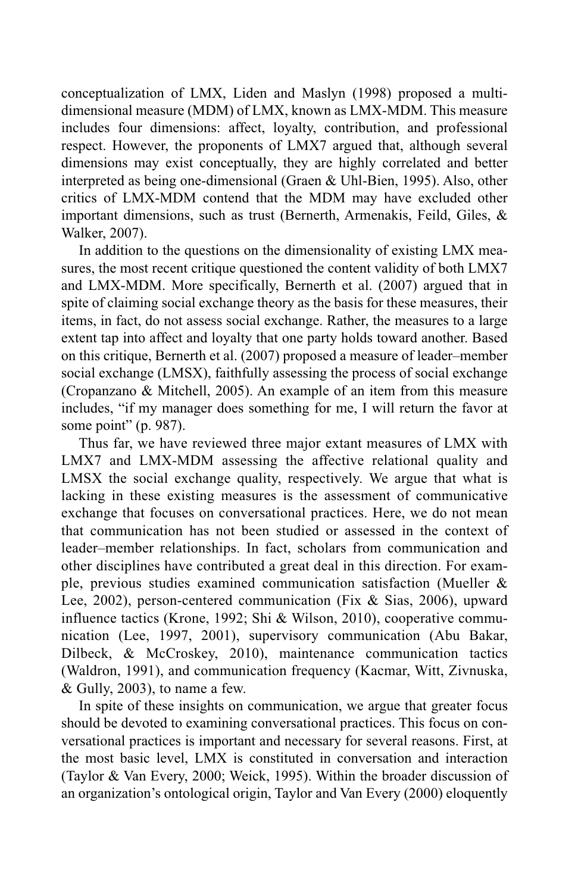conceptualization of LMX, Liden and Maslyn (1998) proposed a multi-dimensional measure (MDM) of LMX, known as LMX-MDM. This measure includes four dimensions: affect, loyalty, contribution, and professional respect. However, the proponents of LMX7 argued that, although several dimensions may exist conceptually, they are highly correlated and better interpreted as being one-dimensional (Graen & Uhl-Bien, 1995). Also, other critics of LMX-MDM contend that the MDM may have excluded other important dimensions, such as trust (Bernerth, Armenakis, Feild, Giles, & Walker, 2007).

In addition to the questions on the dimensionality of existing LMX measures, the most recent critique questioned the content validity of both LMX7 and LMX-MDM. More specifically, Bernerth et al. (2007) argued that in spite of claiming social exchange theory as the basis for these measures, their items, in fact, do not assess social exchange. Rather, the measures to a large extent tap into affect and loyalty that one party holds toward another. Based on this critique, Bernerth et al. (2007) proposed a measure of leader–member social exchange (LMSX), faithfully assessing the process of social exchange (Cropanzano & Mitchell, 2005). An example of an item from this measure includes, "if my manager does something for me, I will return the favor at some point" (p. 987).

Thus far, we have reviewed three major extant measures of LMX with LMX7 and LMX-MDM assessing the affective relational quality and LMSX the social exchange quality, respectively. We argue that what is lacking in these existing measures is the assessment of communicative exchange that focuses on conversational practices. Here, we do not mean that communication has not been studied or assessed in the context of leader–member relationships. In fact, scholars from communication and other disciplines have contributed a great deal in this direction. For example, previous studies examined communication satisfaction (Mueller & Lee, 2002), person-centered communication (Fix & Sias, 2006), upward influence tactics (Krone, 1992; Shi & Wilson, 2010), cooperative communication (Lee, 1997, 2001), supervisory communication (Abu Bakar, Dilbeck, & McCroskey, 2010), maintenance communication tactics (Waldron, 1991), and communication frequency (Kacmar, Witt, Zivnuska, & Gully, 2003), to name a few.

In spite of these insights on communication, we argue that greater focus should be devoted to examining conversational practices. This focus on conversational practices is important and necessary for several reasons. First, at the most basic level, LMX is constituted in conversation and interaction (Taylor & Van Every, 2000; Weick, 1995). Within the broader discussion of an organization's ontological origin, Taylor and Van Every (2000) eloquently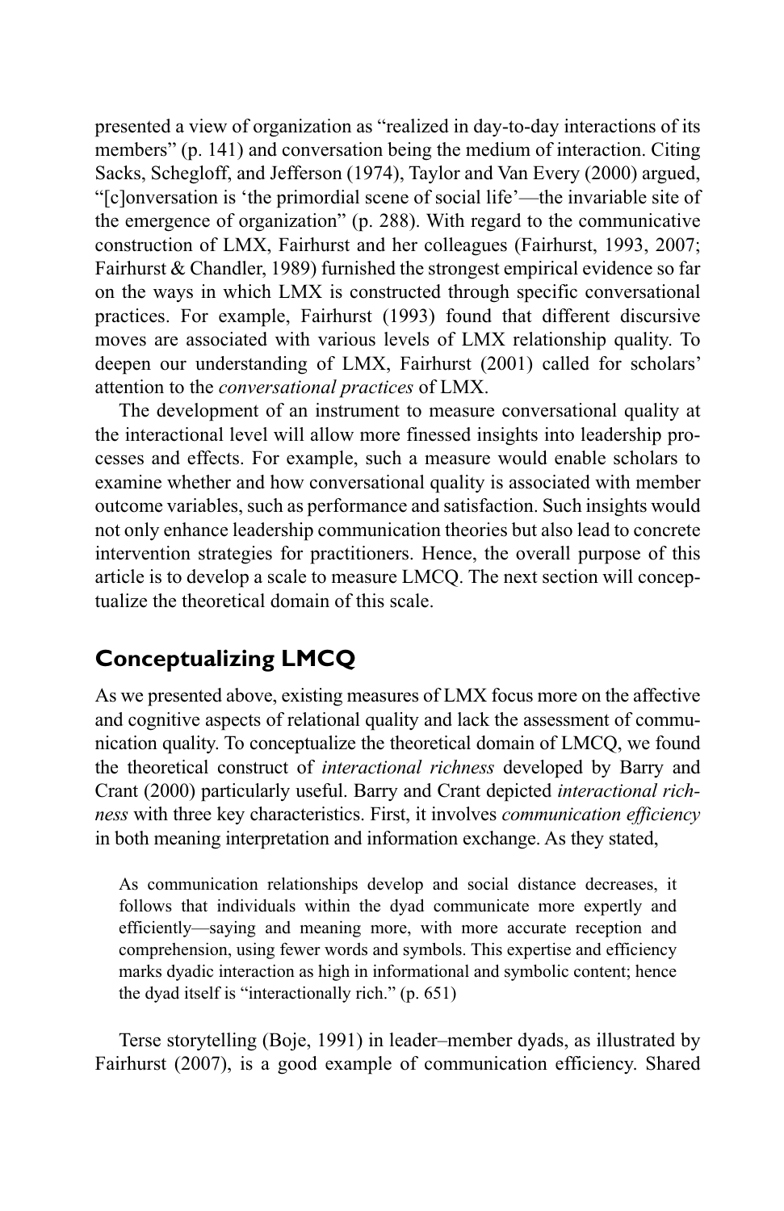presented a view of organization as "realized in day-to-day interactions of its members" (p. 141) and conversation being the medium of interaction. Citing Sacks, Schegloff, and Jefferson (1974), Taylor and Van Every (2000) argued, "[c]onversation is 'the primordial scene of social life'—the invariable site of the emergence of organization" (p. 288). With regard to the communicative construction of LMX, Fairhurst and her colleagues (Fairhurst, 1993, 2007; Fairhurst & Chandler, 1989) furnished the strongest empirical evidence so far on the ways in which LMX is constructed through specific conversational practices. For example, Fairhurst (1993) found that different discursive moves are associated with various levels of LMX relationship quality. To deepen our understanding of LMX, Fairhurst (2001) called for scholars' attention to the *conversational practices* of LMX.

The development of an instrument to measure conversational quality at the interactional level will allow more finessed insights into leadership processes and effects. For example, such a measure would enable scholars to examine whether and how conversational quality is associated with member outcome variables, such as performance and satisfaction. Such insights would not only enhance leadership communication theories but also lead to concrete intervention strategies for practitioners. Hence, the overall purpose of this article is to develop a scale to measure LMCQ. The next section will conceptualize the theoretical domain of this scale.

## Conceptualizing LMCQ

As we presented above, existing measures of LMX focus more on the affective and cognitive aspects of relational quality and lack the assessment of communication quality. To conceptualize the theoretical domain of LMCQ, we found the theoretical construct of *interactional richness* developed by Barry and Crant (2000) particularly useful. Barry and Crant depicted *interactional richness* with three key characteristics. First, it involves *communication efficiency* in both meaning interpretation and information exchange. As they stated,

> As communication relationships develop and social distance decreases, it follows that individuals within the dyad communicate more expertly and efficiently—saying and meaning more, with more accurate reception and comprehension, using fewer words and symbols. This expertise and efficiency marks dyadic interaction as high in informational and symbolic content; hence the dyad itself is "interactionally rich." (p. 651)

Terse storytelling (Boje, 1991) in leader–member dyads, as illustrated by Fairhurst (2007), is a good example of communication efficiency. Shared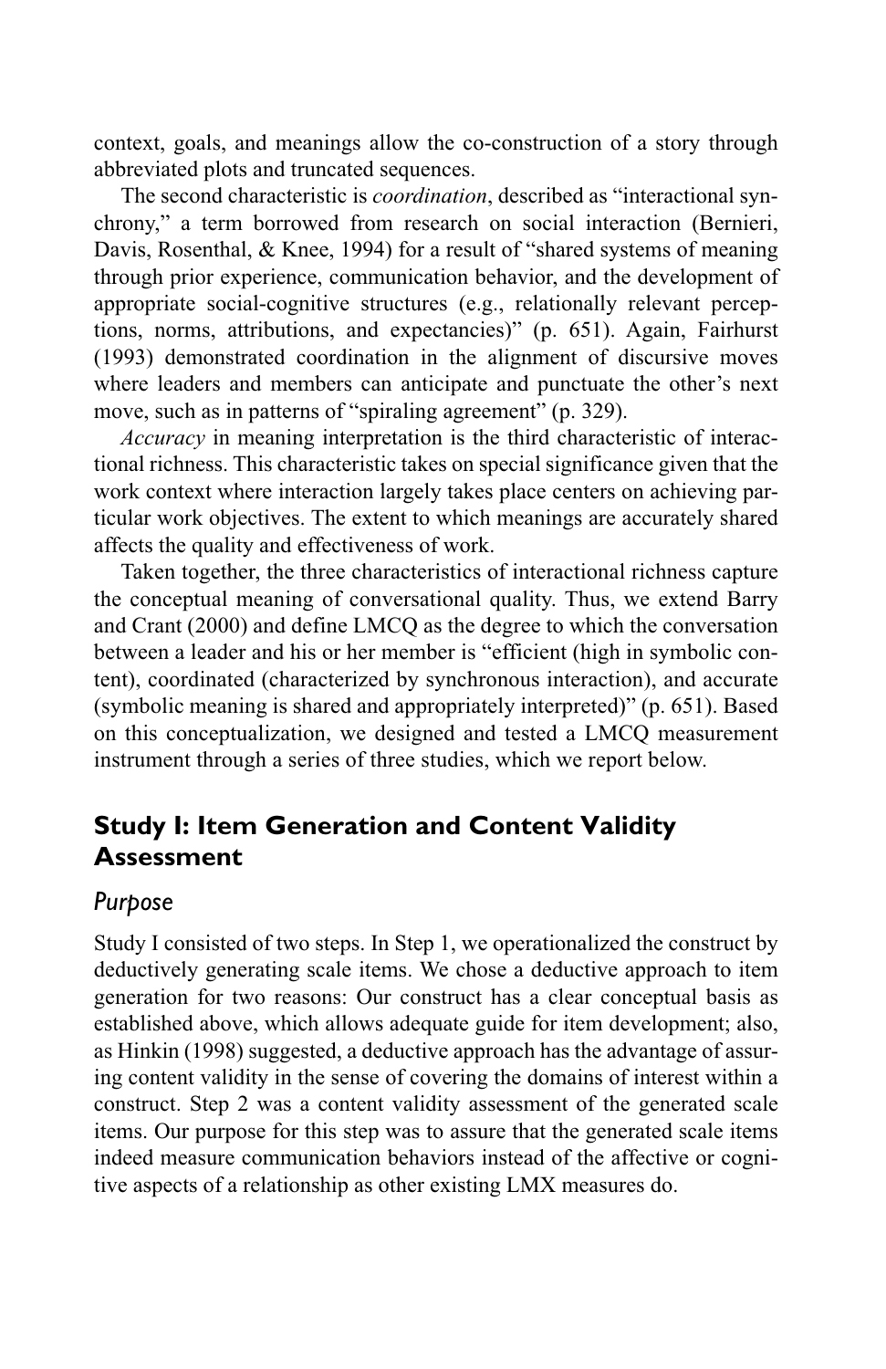context, goals, and meanings allow the co-construction of a story through abbreviated plots and truncated sequences.

The second characteristic is *coordination*, described as "interactional synchrony," a term borrowed from research on social interaction (Bernieri, Davis, Rosenthal, & Knee, 1994) for a result of "shared systems of meaning through prior experience, communication behavior, and the development of appropriate social-cognitive structures (e.g., relationally relevant perceptions, norms, attributions, and expectancies)" (p. 651). Again, Fairhurst (1993) demonstrated coordination in the alignment of discursive moves where leaders and members can anticipate and punctuate the other's next move, such as in patterns of "spiraling agreement" (p. 329).

*Accuracy* in meaning interpretation is the third characteristic of interactional richness. This characteristic takes on special significance given that the work context where interaction largely takes place centers on achieving particular work objectives. The extent to which meanings are accurately shared affects the quality and effectiveness of work.

Taken together, the three characteristics of interactional richness capture the conceptual meaning of conversational quality. Thus, we extend Barry and Crant (2000) and define LMCQ as the degree to which the conversation between a leader and his or her member is "efficient (high in symbolic content), coordinated (characterized by synchronous interaction), and accurate (symbolic meaning is shared and appropriately interpreted)" (p. 651). Based on this conceptualization, we designed and tested a LMCQ measurement instrument through a series of three studies, which we report below.

## Study I: Item Generation and Content Validity Assessment

### Purpose

Study I consisted of two steps. In Step 1, we operationalized the construct by deductively generating scale items. We chose a deductive approach to item generation for two reasons: Our construct has a clear conceptual basis as established above, which allows adequate guide for item development; also, as Hinkin (1998) suggested, a deductive approach has the advantage of assuring content validity in the sense of covering the domains of interest within a construct. Step 2 was a content validity assessment of the generated scale items. Our purpose for this step was to assure that the generated scale items indeed measure communication behaviors instead of the affective or cognitive aspects of a relationship as other existing LMX measures do.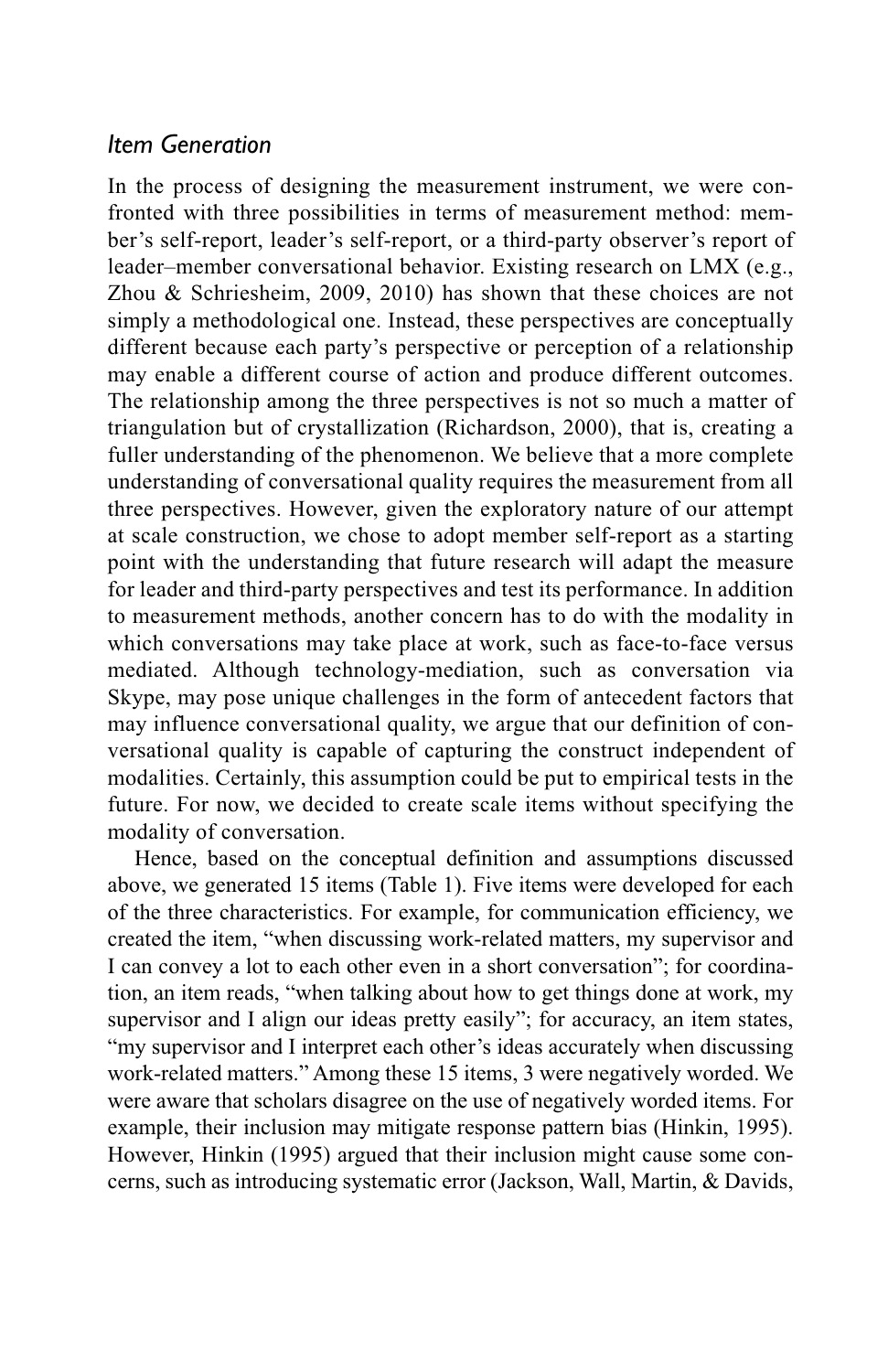### *Item Generation*

In the process of designing the measurement instrument, we were confronted with three possibilities in terms of measurement method: member's self-report, leader's self-report, or a third-party observer's report of leader–member conversational behavior. Existing research on LMX (e.g., Zhou & Schriesheim, 2009, 2010) has shown that these choices are not simply a methodological one. Instead, these perspectives are conceptually different because each party's perspective or perception of a relationship may enable a different course of action and produce different outcomes. The relationship among the three perspectives is not so much a matter of triangulation but of crystallization (Richardson, 2000), that is, creating a fuller understanding of the phenomenon. We believe that a more complete understanding of conversational quality requires the measurement from all three perspectives. However, given the exploratory nature of our attempt at scale construction, we chose to adopt member self-report as a starting point with the understanding that future research will adapt the measure for leader and third-party perspectives and test its performance. In addition to measurement methods, another concern has to do with the modality in which conversations may take place at work, such as face-to-face versus mediated. Although technology-mediation, such as conversation via Skype, may pose unique challenges in the form of antecedent factors that may influence conversational quality, we argue that our definition of conversational quality is capable of capturing the construct independent of modalities. Certainly, this assumption could be put to empirical tests in the future. For now, we decided to create scale items without specifying the modality of conversation.

Hence, based on the conceptual definition and assumptions discussed above, we generated 15 items (Table 1). Five items were developed for each of the three characteristics. For example, for communication efficiency, we created the item, "when discussing work-related matters, my supervisor and I can convey a lot to each other even in a short conversation"; for coordination, an item reads, "when talking about how to get things done at work, my supervisor and I align our ideas pretty easily"; for accuracy, an item states, "my supervisor and I interpret each other's ideas accurately when discussing work-related matters." Among these 15 items, 3 were negatively worded. We were aware that scholars disagree on the use of negatively worded items. For example, their inclusion may mitigate response pattern bias (Hinkin, 1995). However, Hinkin (1995) argued that their inclusion might cause some concerns, such as introducing systematic error (Jackson, Wall, Martin, & Davids,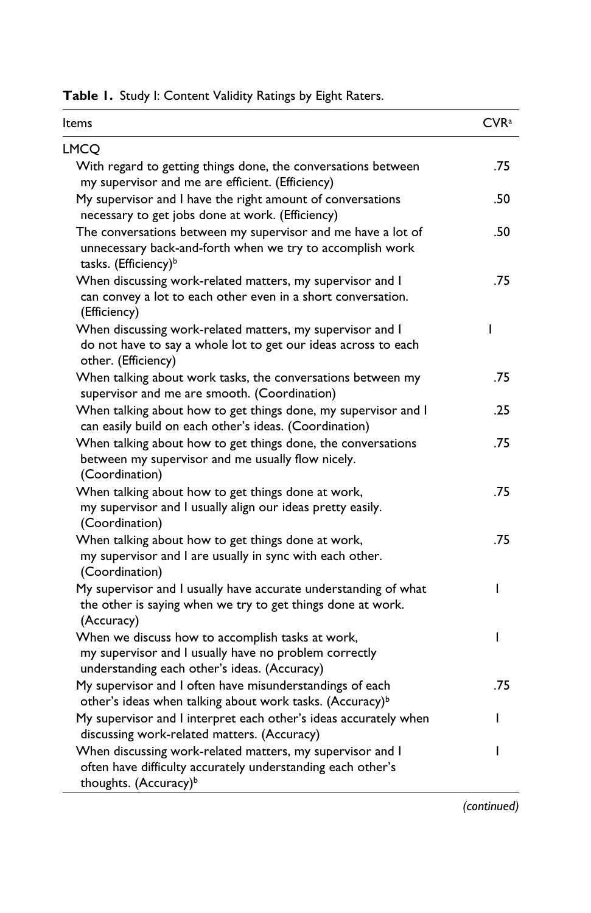**Table 1.** Study I: Content Validity Ratings by Eight Raters.

| Items | CVR[a] |
|---|---|
| LMCQ | |
| With regard to getting things done, the conversations between my supervisor and me are efficient. (Efficiency) | .75 |
| My supervisor and I have the right amount of conversations necessary to get jobs done at work. (Efficiency) | .50 |
| The conversations between my supervisor and me have a lot of unnecessary back-and-forth when we try to accomplish work tasks. (Efficiency)[b] | .50 |
| When discussing work-related matters, my supervisor and I can convey a lot to each other even in a short conversation. (Efficiency) | .75 |
| When discussing work-related matters, my supervisor and I do not have to say a whole lot to get our ideas across to each other. (Efficiency) | 1 |
| When talking about work tasks, the conversations between my supervisor and me are smooth. (Coordination) | .75 |
| When talking about how to get things done, my supervisor and I can easily build on each other's ideas. (Coordination) | .25 |
| When talking about how to get things done, the conversations between my supervisor and me usually flow nicely. (Coordination) | .75 |
| When talking about how to get things done at work, my supervisor and I usually align our ideas pretty easily. (Coordination) | .75 |
| When talking about how to get things done at work, my supervisor and I are usually in sync with each other. (Coordination) | .75 |
| My supervisor and I usually have accurate understanding of what the other is saying when we try to get things done at work. (Accuracy) | 1 |
| When we discuss how to accomplish tasks at work, my supervisor and I usually have no problem correctly understanding each other's ideas. (Accuracy) | 1 |
| My supervisor and I often have misunderstandings of each other's ideas when talking about work tasks. (Accuracy)[b] | .75 |
| My supervisor and I interpret each other's ideas accurately when discussing work-related matters. (Accuracy) | 1 |
| When discussing work-related matters, my supervisor and I often have difficulty accurately understanding each other's thoughts. (Accuracy)[b] | 1 |

*(continued)*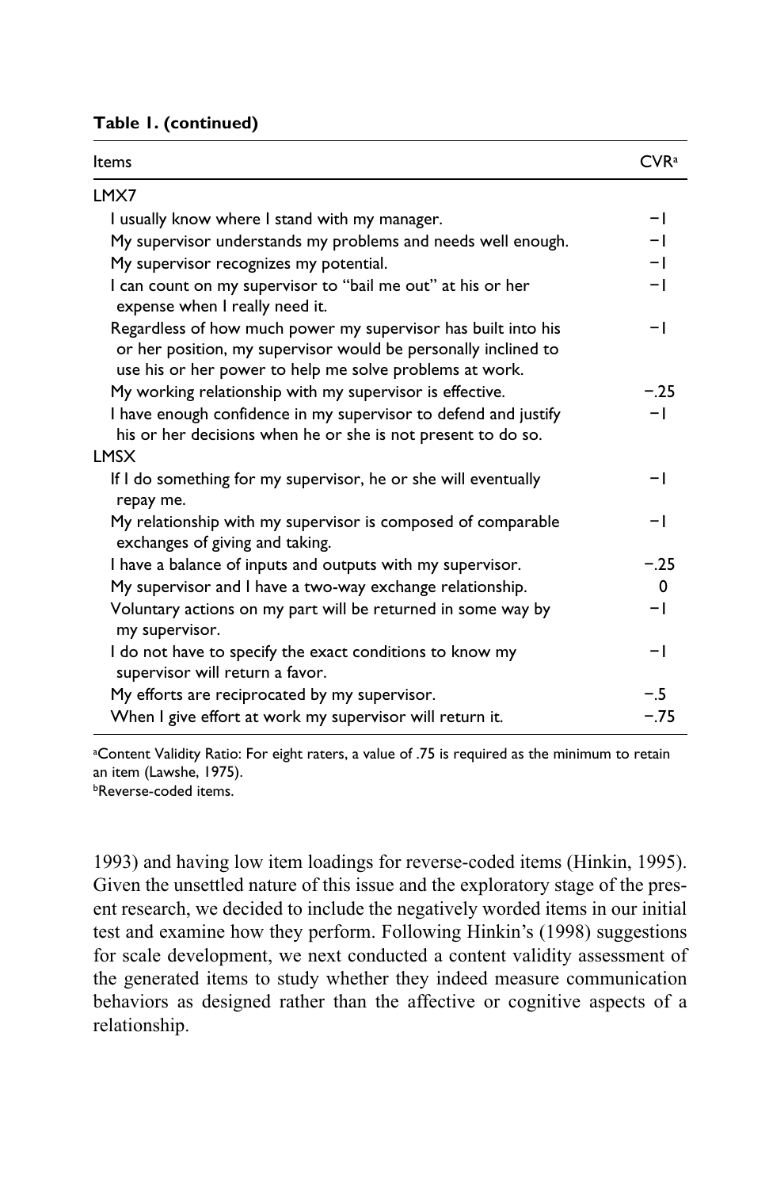**Table 1. (continued)**

| Items | CVR[a] |
|---|---|
| LMX7 | |
| I usually know where I stand with my manager. | −1 |
| My supervisor understands my problems and needs well enough. | −1 |
| My supervisor recognizes my potential. | −1 |
| I can count on my supervisor to “bail me out” at his or her expense when I really need it. | −1 |
| Regardless of how much power my supervisor has built into his or her position, my supervisor would be personally inclined to use his or her power to help me solve problems at work. | −1 |
| My working relationship with my supervisor is effective. | −.25 |
| I have enough confidence in my supervisor to defend and justify his or her decisions when he or she is not present to do so. | −1 |
| LMSX | |
| If I do something for my supervisor, he or she will eventually repay me. | −1 |
| My relationship with my supervisor is composed of comparable exchanges of giving and taking. | −1 |
| I have a balance of inputs and outputs with my supervisor. | −.25 |
| My supervisor and I have a two-way exchange relationship. | 0 |
| Voluntary actions on my part will be returned in some way by my supervisor. | −1 |
| I do not have to specify the exact conditions to know my supervisor will return a favor. | −1 |
| My efforts are reciprocated by my supervisor. | −.5 |
| When I give effort at work my supervisor will return it. | −.75 |

[a]Content Validity Ratio: For eight raters, a value of .75 is required as the minimum to retain an item (Lawshe, 1975).
[b]Reverse-coded items.

1993) and having low item loadings for reverse-coded items (Hinkin, 1995). Given the unsettled nature of this issue and the exploratory stage of the present research, we decided to include the negatively worded items in our initial test and examine how they perform. Following Hinkin's (1998) suggestions for scale development, we next conducted a content validity assessment of the generated items to study whether they indeed measure communication behaviors as designed rather than the affective or cognitive aspects of a relationship.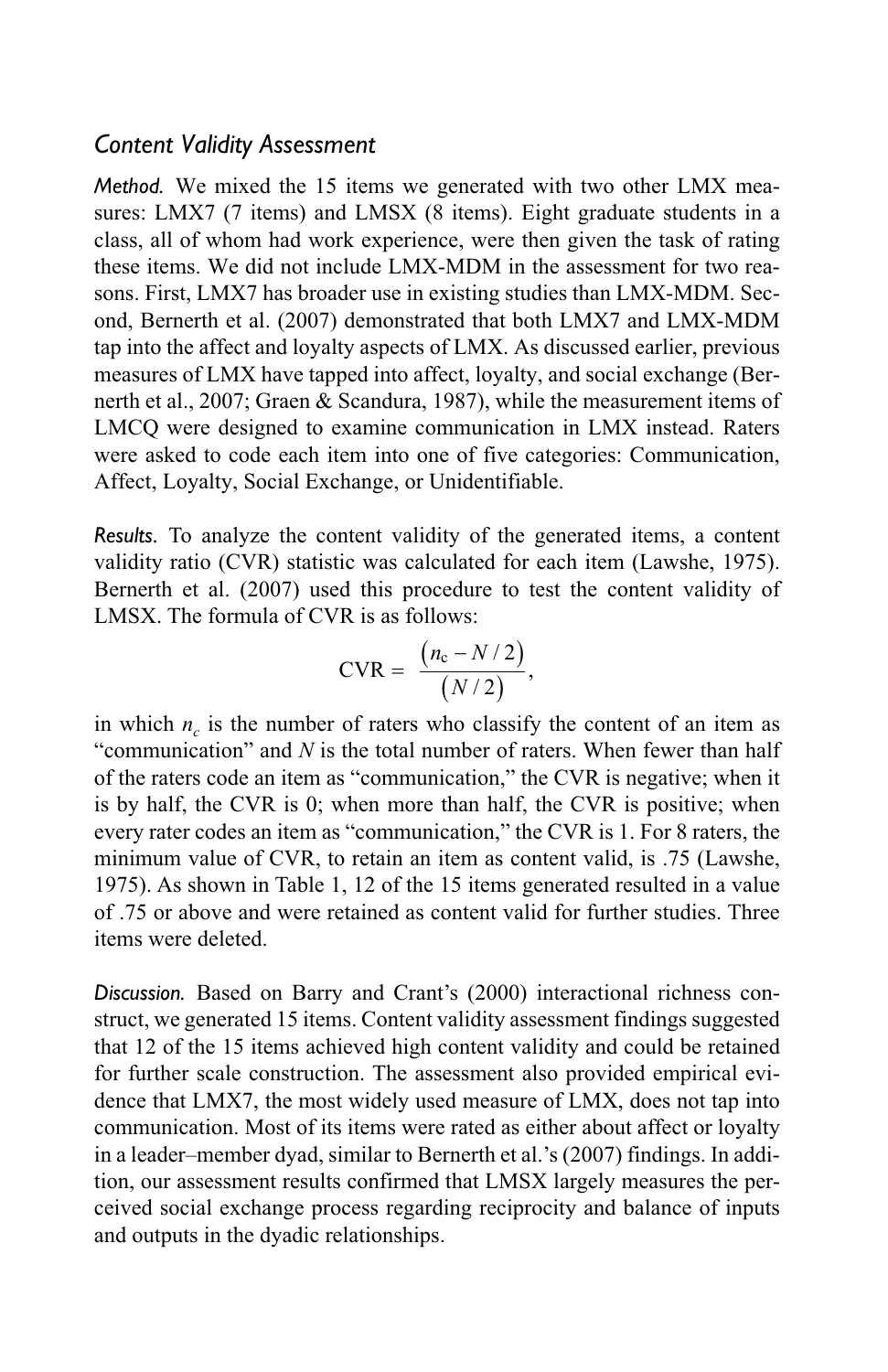### *Content Validity Assessment*

*Method.* We mixed the 15 items we generated with two other LMX measures: LMX7 (7 items) and LMSX (8 items). Eight graduate students in a class, all of whom had work experience, were then given the task of rating these items. We did not include LMX-MDM in the assessment for two reasons. First, LMX7 has broader use in existing studies than LMX-MDM. Second, Bernerth et al. (2007) demonstrated that both LMX7 and LMX-MDM tap into the affect and loyalty aspects of LMX. As discussed earlier, previous measures of LMX have tapped into affect, loyalty, and social exchange (Bernerth et al., 2007; Graen & Scandura, 1987), while the measurement items of LMCQ were designed to examine communication in LMX instead. Raters were asked to code each item into one of five categories: Communication, Affect, Loyalty, Social Exchange, or Unidentifiable.

*Results.* To analyze the content validity of the generated items, a content validity ratio (CVR) statistic was calculated for each item (Lawshe, 1975). Bernerth et al. (2007) used this procedure to test the content validity of LMSX. The formula of CVR is as follows:

$$\text{CVR} = \frac{(n_c - N/2)}{(N/2)},$$

in which $n_c$ is the number of raters who classify the content of an item as "communication" and $N$ is the total number of raters. When fewer than half of the raters code an item as "communication," the CVR is negative; when it is by half, the CVR is 0; when more than half, the CVR is positive; when every rater codes an item as "communication," the CVR is 1. For 8 raters, the minimum value of CVR, to retain an item as content valid, is .75 (Lawshe, 1975). As shown in Table 1, 12 of the 15 items generated resulted in a value of .75 or above and were retained as content valid for further studies. Three items were deleted.

*Discussion.* Based on Barry and Crant's (2000) interactional richness construct, we generated 15 items. Content validity assessment findings suggested that 12 of the 15 items achieved high content validity and could be retained for further scale construction. The assessment also provided empirical evidence that LMX7, the most widely used measure of LMX, does not tap into communication. Most of its items were rated as either about affect or loyalty in a leader–member dyad, similar to Bernerth et al.'s (2007) findings. In addition, our assessment results confirmed that LMSX largely measures the perceived social exchange process regarding reciprocity and balance of inputs and outputs in the dyadic relationships.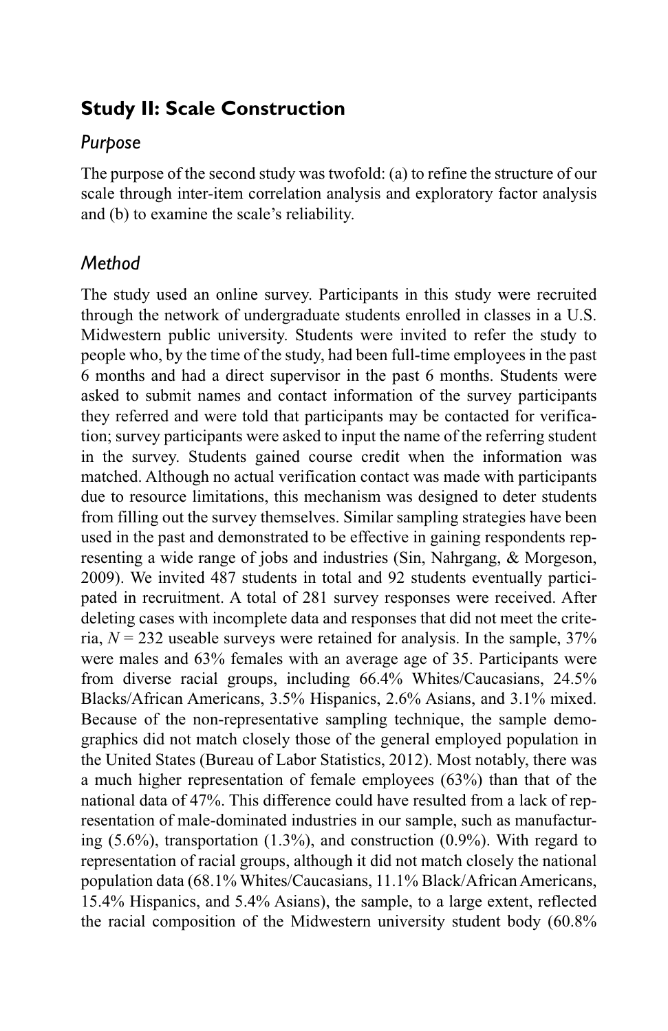## Study II: Scale Construction

### *Purpose*

The purpose of the second study was twofold: (a) to refine the structure of our scale through inter-item correlation analysis and exploratory factor analysis and (b) to examine the scale's reliability.

### *Method*

The study used an online survey. Participants in this study were recruited through the network of undergraduate students enrolled in classes in a U.S. Midwestern public university. Students were invited to refer the study to people who, by the time of the study, had been full-time employees in the past 6 months and had a direct supervisor in the past 6 months. Students were asked to submit names and contact information of the survey participants they referred and were told that participants may be contacted for verification; survey participants were asked to input the name of the referring student in the survey. Students gained course credit when the information was matched. Although no actual verification contact was made with participants due to resource limitations, this mechanism was designed to deter students from filling out the survey themselves. Similar sampling strategies have been used in the past and demonstrated to be effective in gaining respondents representing a wide range of jobs and industries (Sin, Nahrgang, & Morgeson, 2009). We invited 487 students in total and 92 students eventually participated in recruitment. A total of 281 survey responses were received. After deleting cases with incomplete data and responses that did not meet the criteria, $N = 232$ useable surveys were retained for analysis. In the sample, 37% were males and 63% females with an average age of 35. Participants were from diverse racial groups, including 66.4% Whites/Caucasians, 24.5% Blacks/African Americans, 3.5% Hispanics, 2.6% Asians, and 3.1% mixed. Because of the non-representative sampling technique, the sample demographics did not match closely those of the general employed population in the United States (Bureau of Labor Statistics, 2012). Most notably, there was a much higher representation of female employees (63%) than that of the national data of 47%. This difference could have resulted from a lack of representation of male-dominated industries in our sample, such as manufacturing (5.6%), transportation (1.3%), and construction (0.9%). With regard to representation of racial groups, although it did not match closely the national population data (68.1% Whites/Caucasians, 11.1% Black/African Americans, 15.4% Hispanics, and 5.4% Asians), the sample, to a large extent, reflected the racial composition of the Midwestern university student body (60.8%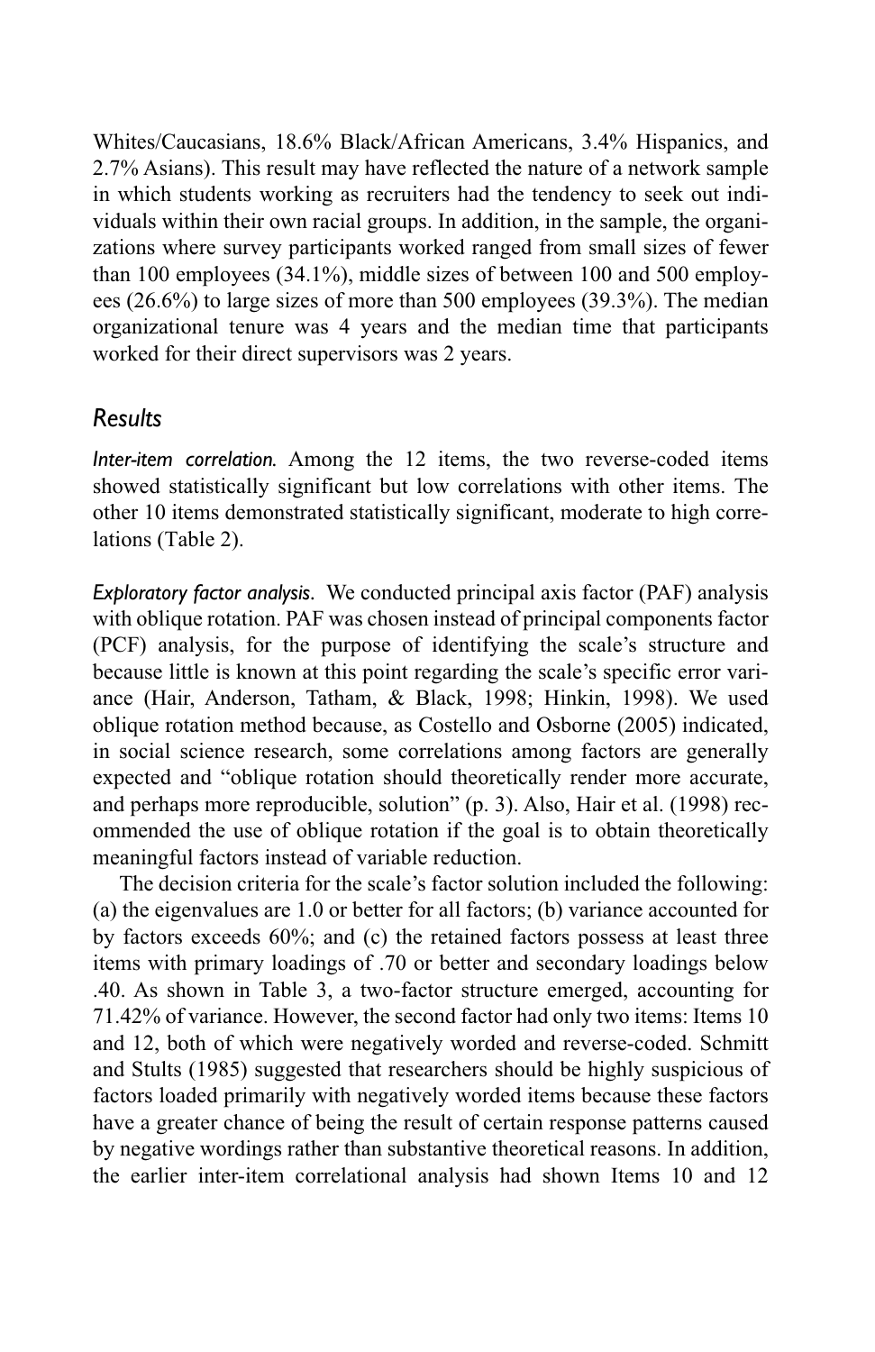Whites/Caucasians, 18.6% Black/African Americans, 3.4% Hispanics, and 2.7% Asians). This result may have reflected the nature of a network sample in which students working as recruiters had the tendency to seek out individuals within their own racial groups. In addition, in the sample, the organizations where survey participants worked ranged from small sizes of fewer than 100 employees (34.1%), middle sizes of between 100 and 500 employees (26.6%) to large sizes of more than 500 employees (39.3%). The median organizational tenure was 4 years and the median time that participants worked for their direct supervisors was 2 years.

## Results

*Inter-item correlation.* Among the 12 items, the two reverse-coded items showed statistically significant but low correlations with other items. The other 10 items demonstrated statistically significant, moderate to high correlations (Table 2).

*Exploratory factor analysis.* We conducted principal axis factor (PAF) analysis with oblique rotation. PAF was chosen instead of principal components factor (PCF) analysis, for the purpose of identifying the scale's structure and because little is known at this point regarding the scale's specific error variance (Hair, Anderson, Tatham, & Black, 1998; Hinkin, 1998). We used oblique rotation method because, as Costello and Osborne (2005) indicated, in social science research, some correlations among factors are generally expected and "oblique rotation should theoretically render more accurate, and perhaps more reproducible, solution" (p. 3). Also, Hair et al. (1998) recommended the use of oblique rotation if the goal is to obtain theoretically meaningful factors instead of variable reduction.

The decision criteria for the scale's factor solution included the following: (a) the eigenvalues are 1.0 or better for all factors; (b) variance accounted for by factors exceeds 60%; and (c) the retained factors possess at least three items with primary loadings of .70 or better and secondary loadings below .40. As shown in Table 3, a two-factor structure emerged, accounting for 71.42% of variance. However, the second factor had only two items: Items 10 and 12, both of which were negatively worded and reverse-coded. Schmitt and Stults (1985) suggested that researchers should be highly suspicious of factors loaded primarily with negatively worded items because these factors have a greater chance of being the result of certain response patterns caused by negative wordings rather than substantive theoretical reasons. In addition, the earlier inter-item correlational analysis had shown Items 10 and 12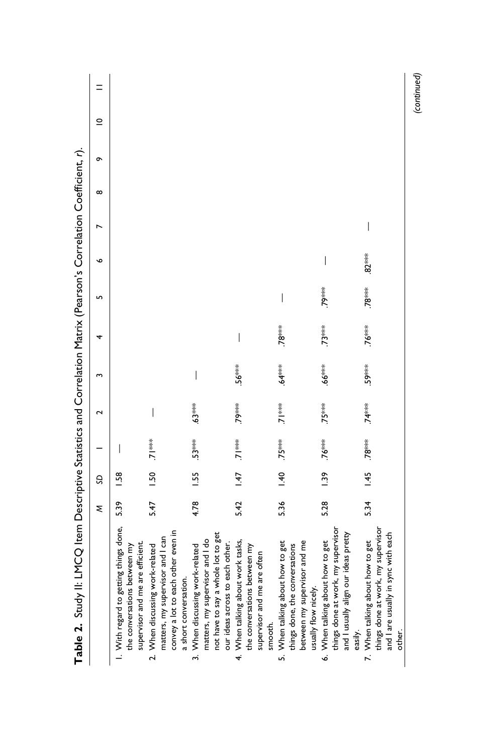**Table 2.** Study II: LMCQ Item Descriptive Statistics and Correlation Matrix (Pearson's Correlation Coefficient, *r*).

| | *M* | *SD* | 1 | 2 | 3 | 4 | 5 | 6 | 7 | 8 | 9 | 10 | 11 |
|---|---|---|---|---|---|---|---|---|---|---|---|---|---|
| 1. With regard to getting things done, the conversation between my supervisor and me are efficient. | 5.39 | 1.58 | — | | | | | | | | | | |
| 2. When discussing work-related matters, my supervisor and I can convey a lot to each other even in a short conversation. | 5.47 | 1.50 | .71*** | — | | | | | | | | | |
| 3. When discussing work-related matters, my supervisor and I do not have to say a whole lot to get our ideas across to each other. | 4.78 | 1.55 | .53*** | .63*** | — | | | | | | | | |
| 4. When talking about work tasks, the conversations between my supervisor and me are often smooth. | 5.42 | 1.47 | .71*** | .79*** | .56*** | — | | | | | | | |
| 5. When talking about how to get things done, the conversations between my supervisor and me usually flow nicely. | 5.36 | 1.40 | .75*** | .71*** | .64*** | .78*** | — | | | | | | |
| 6. When talking about how to get things done at work, my supervisor and I usually align our ideas pretty easily. | 5.28 | 1.39 | .76*** | .75*** | .66*** | .73*** | .79*** | — | | | | | |
| 7. When talking about how to get things done at work, my supervisor and I are usually in sync with each other. | 5.34 | 1.45 | .78*** | .74*** | .59*** | .76*** | .78*** | .82*** | — | | | | |

*(continued)*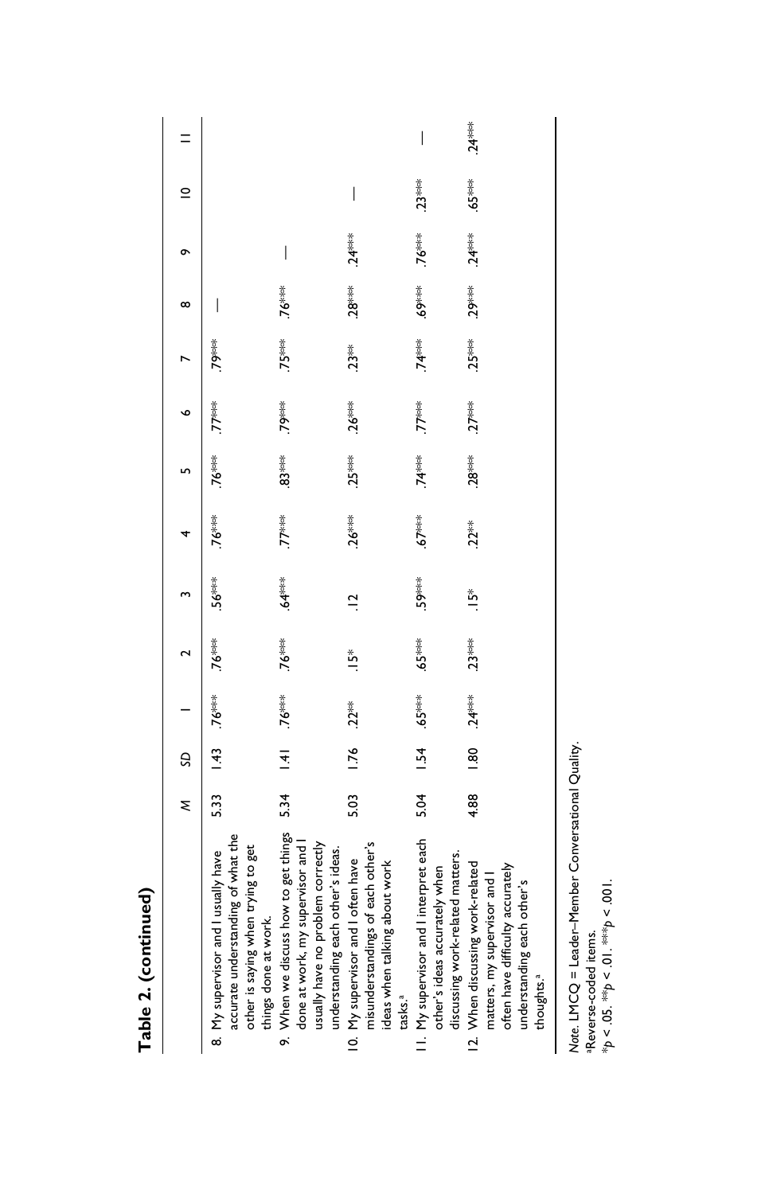**Table 2. (continued)**

| | *M* | *SD* | 1 | 2 | 3 | 4 | 5 | 6 | 7 | 8 | 9 | 10 | 11 |
|---|---|---|---|---|---|---|---|---|---|---|---|---|---|
| 8. My supervisor and I usually have accurate understanding of what the other is saying when trying to get things done at work. | 5.33 | 1.43 | .76*** | .76*** | .56*** | .76*** | .76*** | .77*** | .79*** | — | | | |
| 9. When we discuss how to get things done at work, my supervisor and I usually have no problem correctly understanding each other's ideas. | 5.34 | 1.41 | .76*** | .76*** | .64*** | .77*** | .83*** | .79*** | .75*** | .76*** | — | | |
| 10. My supervisor and I often have misunderstandings of each other's ideas when talking about work tasks.[a] | 5.03 | 1.76 | .22** | .15* | .12 | .26*** | .25*** | .26*** | .23** | .28*** | .24*** | — | |
| 11. My supervisor and I interpret each other's ideas accurately when discussing work-related matters. | 5.04 | 1.54 | .65*** | .65*** | .59*** | .67*** | .74*** | .77*** | .74*** | .69*** | .76*** | .23*** | — |
| 12. When discussing work-related matters, my supervisor and I often have difficulty accurately understanding each other's thoughts.[a] | 4.88 | 1.80 | .24*** | .23*** | .15* | .22** | .28*** | .27*** | .25*** | .29*** | .24*** | .65*** | .24*** |

*Note.* LMCQ = Leader–Member Conversational Quality.
[a]Reverse-coded items.
$^{*}p < .05$. $^{**}p < .01$. $^{***}p < .001$.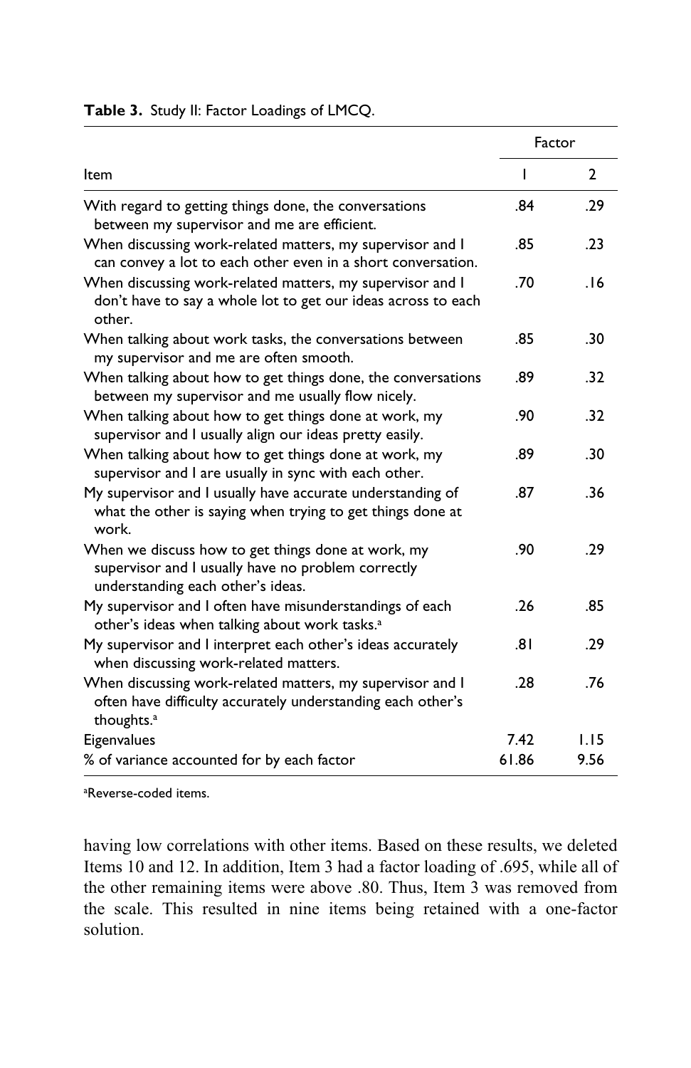**Table 3.** Study II: Factor Loadings of LMCQ.

| Item | Factor | |
|---|---|---|
| | 1 | 2 |
| With regard to getting things done, the conversations between my supervisor and me are efficient. | .84 | .29 |
| When discussing work-related matters, my supervisor and I can convey a lot to each other even in a short conversation. | .85 | .23 |
| When discussing work-related matters, my supervisor and I don't have to say a whole lot to get our ideas across to each other. | .70 | .16 |
| When talking about work tasks, the conversations between my supervisor and me are often smooth. | .85 | .30 |
| When talking about how to get things done, the conversations between my supervisor and me usually flow nicely. | .89 | .32 |
| When talking about how to get things done at work, my supervisor and I usually align our ideas pretty easily. | .90 | .32 |
| When talking about how to get things done at work, my supervisor and I are usually in sync with each other. | .89 | .30 |
| My supervisor and I usually have accurate understanding of what the other is saying when trying to get things done at work. | .87 | .36 |
| When we discuss how to get things done at work, my supervisor and I usually have no problem correctly understanding each other's ideas. | .90 | .29 |
| My supervisor and I often have misunderstandings of each other's ideas when talking about work tasks.[a] | .26 | .85 |
| My supervisor and I interpret each other's ideas accurately when discussing work-related matters. | .81 | .29 |
| When discussing work-related matters, my supervisor and I often have difficulty accurately understanding each other's thoughts.[a] | .28 | .76 |
| Eigenvalues | 7.42 | 1.15 |
| % of variance accounted for by each factor | 61.86 | 9.56 |

[a]Reverse-coded items.

having low correlations with other items. Based on these results, we deleted Items 10 and 12. In addition, Item 3 had a factor loading of .695, while all of the other remaining items were above .80. Thus, Item 3 was removed from the scale. This resulted in nine items being retained with a one-factor solution.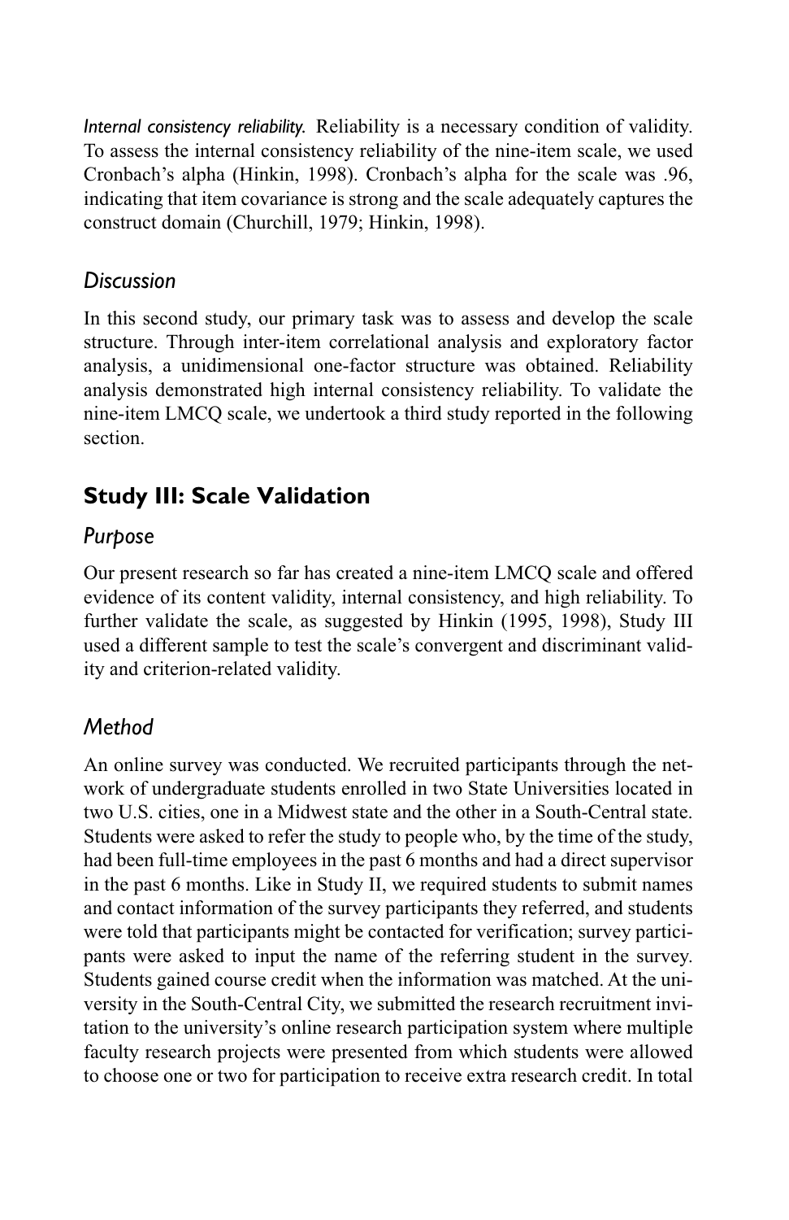*Internal consistency reliability.* Reliability is a necessary condition of validity. To assess the internal consistency reliability of the nine-item scale, we used Cronbach's alpha (Hinkin, 1998). Cronbach's alpha for the scale was .96, indicating that item covariance is strong and the scale adequately captures the construct domain (Churchill, 1979; Hinkin, 1998).

### *Discussion*

In this second study, our primary task was to assess and develop the scale structure. Through inter-item correlational analysis and exploratory factor analysis, a unidimensional one-factor structure was obtained. Reliability analysis demonstrated high internal consistency reliability. To validate the nine-item LMCQ scale, we undertook a third study reported in the following section.

## Study III: Scale Validation

### *Purpose*

Our present research so far has created a nine-item LMCQ scale and offered evidence of its content validity, internal consistency, and high reliability. To further validate the scale, as suggested by Hinkin (1995, 1998), Study III used a different sample to test the scale's convergent and discriminant validity and criterion-related validity.

### *Method*

An online survey was conducted. We recruited participants through the network of undergraduate students enrolled in two State Universities located in two U.S. cities, one in a Midwest state and the other in a South-Central state. Students were asked to refer the study to people who, by the time of the study, had been full-time employees in the past 6 months and had a direct supervisor in the past 6 months. Like in Study II, we required students to submit names and contact information of the survey participants they referred, and students were told that participants might be contacted for verification; survey participants were asked to input the name of the referring student in the survey. Students gained course credit when the information was matched. At the university in the South-Central City, we submitted the research recruitment invitation to the university's online research participation system where multiple faculty research projects were presented from which students were allowed to choose one or two for participation to receive extra research credit. In total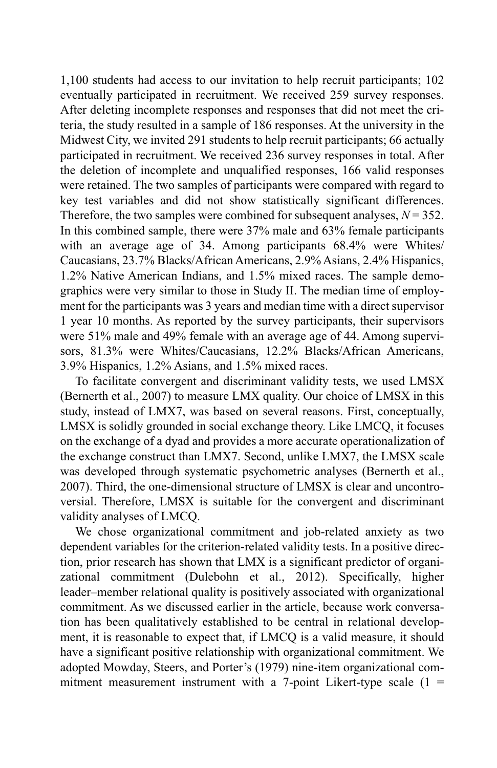1,100 students had access to our invitation to help recruit participants; 102 eventually participated in recruitment. We received 259 survey responses. After deleting incomplete responses and responses that did not meet the criteria, the study resulted in a sample of 186 responses. At the university in the Midwest City, we invited 291 students to help recruit participants; 66 actually participated in recruitment. We received 236 survey responses in total. After the deletion of incomplete and unqualified responses, 166 valid responses were retained. The two samples of participants were compared with regard to key test variables and did not show statistically significant differences. Therefore, the two samples were combined for subsequent analyses, $N = 352$. In this combined sample, there were 37% male and 63% female participants with an average age of 34. Among participants 68.4% were Whites/Caucasians, 23.7% Blacks/African Americans, 2.9% Asians, 2.4% Hispanics, 1.2% Native American Indians, and 1.5% mixed races. The sample demographics were very similar to those in Study II. The median time of employment for the participants was 3 years and median time with a direct supervisor 1 year 10 months. As reported by the survey participants, their supervisors were 51% male and 49% female with an average age of 44. Among supervisors, 81.3% were Whites/Caucasians, 12.2% Blacks/African Americans, 3.9% Hispanics, 1.2% Asians, and 1.5% mixed races.

To facilitate convergent and discriminant validity tests, we used LMSX (Bernerth et al., 2007) to measure LMX quality. Our choice of LMSX in this study, instead of LMX7, was based on several reasons. First, conceptually, LMSX is solidly grounded in social exchange theory. Like LMCQ, it focuses on the exchange of a dyad and provides a more accurate operationalization of the exchange construct than LMX7. Second, unlike LMX7, the LMSX scale was developed through systematic psychometric analyses (Bernerth et al., 2007). Third, the one-dimensional structure of LMSX is clear and uncontroversial. Therefore, LMSX is suitable for the convergent and discriminant validity analyses of LMCQ.

We chose organizational commitment and job-related anxiety as two dependent variables for the criterion-related validity tests. In a positive direction, prior research has shown that LMX is a significant predictor of organizational commitment (Dulebohn et al., 2012). Specifically, higher leader–member relational quality is positively associated with organizational commitment. As we discussed earlier in the article, because work conversation has been qualitatively established to be central in relational development, it is reasonable to expect that, if LMCQ is a valid measure, it should have a significant positive relationship with organizational commitment. We adopted Mowday, Steers, and Porter's (1979) nine-item organizational commitment measurement instrument with a 7-point Likert-type scale (1 =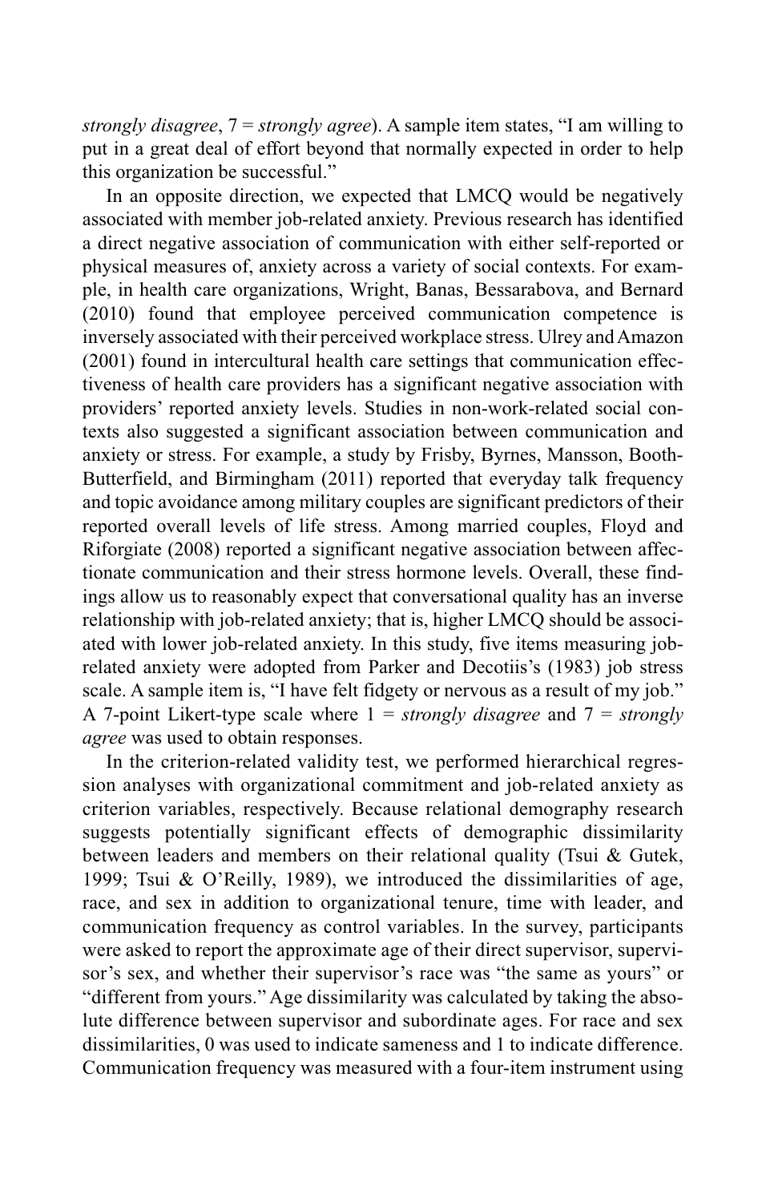*strongly disagree*, 7 = *strongly agree*). A sample item states, "I am willing to put in a great deal of effort beyond that normally expected in order to help this organization be successful."

In an opposite direction, we expected that LMCQ would be negatively associated with member job-related anxiety. Previous research has identified a direct negative association of communication with either self-reported or physical measures of, anxiety across a variety of social contexts. For example, in health care organizations, Wright, Banas, Bessarabova, and Bernard (2010) found that employee perceived communication competence is inversely associated with their perceived workplace stress. Ulrey and Amazon (2001) found in intercultural health care settings that communication effectiveness of health care providers has a significant negative association with providers' reported anxiety levels. Studies in non-work-related social contexts also suggested a significant association between communication and anxiety or stress. For example, a study by Frisby, Byrnes, Mansson, Booth-Butterfield, and Birmingham (2011) reported that everyday talk frequency and topic avoidance among military couples are significant predictors of their reported overall levels of life stress. Among married couples, Floyd and Riforgiate (2008) reported a significant negative association between affectionate communication and their stress hormone levels. Overall, these findings allow us to reasonably expect that conversational quality has an inverse relationship with job-related anxiety; that is, higher LMCQ should be associated with lower job-related anxiety. In this study, five items measuring job-related anxiety were adopted from Parker and Decotiis's (1983) job stress scale. A sample item is, "I have felt fidgety or nervous as a result of my job." A 7-point Likert-type scale where 1 = *strongly disagree* and 7 = *strongly agree* was used to obtain responses.

In the criterion-related validity test, we performed hierarchical regression analyses with organizational commitment and job-related anxiety as criterion variables, respectively. Because relational demography research suggests potentially significant effects of demographic dissimilarity between leaders and members on their relational quality (Tsui & Gutek, 1999; Tsui & O'Reilly, 1989), we introduced the dissimilarities of age, race, and sex in addition to organizational tenure, time with leader, and communication frequency as control variables. In the survey, participants were asked to report the approximate age of their direct supervisor, supervisor's sex, and whether their supervisor's race was "the same as yours" or "different from yours." Age dissimilarity was calculated by taking the absolute difference between supervisor and subordinate ages. For race and sex dissimilarities, 0 was used to indicate sameness and 1 to indicate difference. Communication frequency was measured with a four-item instrument using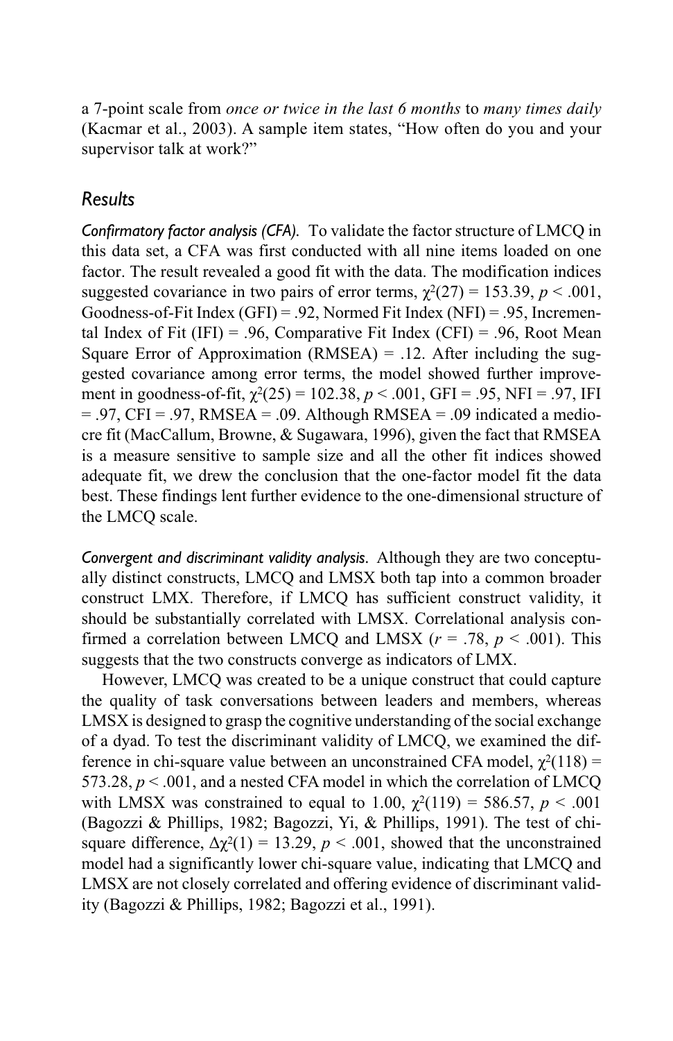a 7-point scale from *once or twice in the last 6 months* to *many times daily* (Kacmar et al., 2003). A sample item states, "How often do you and your supervisor talk at work?"

## Results

*Confirmatory factor analysis (CFA).* To validate the factor structure of LMCQ in this data set, a CFA was first conducted with all nine items loaded on one factor. The result revealed a good fit with the data. The modification indices suggested covariance in two pairs of error terms, $\chi^2(27) = 153.39$, $p < .001$, Goodness-of-Fit Index (GFI) = .92, Normed Fit Index (NFI) = .95, Incremental Index of Fit (IFI) = .96, Comparative Fit Index (CFI) = .96, Root Mean Square Error of Approximation (RMSEA) = .12. After including the suggested covariance among error terms, the model showed further improvement in goodness-of-fit, $\chi^2(25) = 102.38$, $p < .001$, GFI = .95, NFI = .97, IFI = .97, CFI = .97, RMSEA = .09. Although RMSEA = .09 indicated a mediocre fit (MacCallum, Browne, & Sugawara, 1996), given the fact that RMSEA is a measure sensitive to sample size and all the other fit indices showed adequate fit, we drew the conclusion that the one-factor model fit the data best. These findings lent further evidence to the one-dimensional structure of the LMCQ scale.

*Convergent and discriminant validity analysis.* Although they are two conceptually distinct constructs, LMCQ and LMSX both tap into a common broader construct LMX. Therefore, if LMCQ has sufficient construct validity, it should be substantially correlated with LMSX. Correlational analysis confirmed a correlation between LMCQ and LMSX ($r = .78$, $p < .001$). This suggests that the two constructs converge as indicators of LMX.

However, LMCQ was created to be a unique construct that could capture the quality of task conversations between leaders and members, whereas LMSX is designed to grasp the cognitive understanding of the social exchange of a dyad. To test the discriminant validity of LMCQ, we examined the difference in chi-square value between an unconstrained CFA model, $\chi^2(118) = 573.28$, $p < .001$, and a nested CFA model in which the correlation of LMCQ with LMSX was constrained to equal to 1.00, $\chi^2(119) = 586.57$, $p < .001$ (Bagozzi & Phillips, 1982; Bagozzi, Yi, & Phillips, 1991). The test of chi-square difference, $\Delta\chi^2(1) = 13.29$, $p < .001$, showed that the unconstrained model had a significantly lower chi-square value, indicating that LMCQ and LMSX are not closely correlated and offering evidence of discriminant validity (Bagozzi & Phillips, 1982; Bagozzi et al., 1991).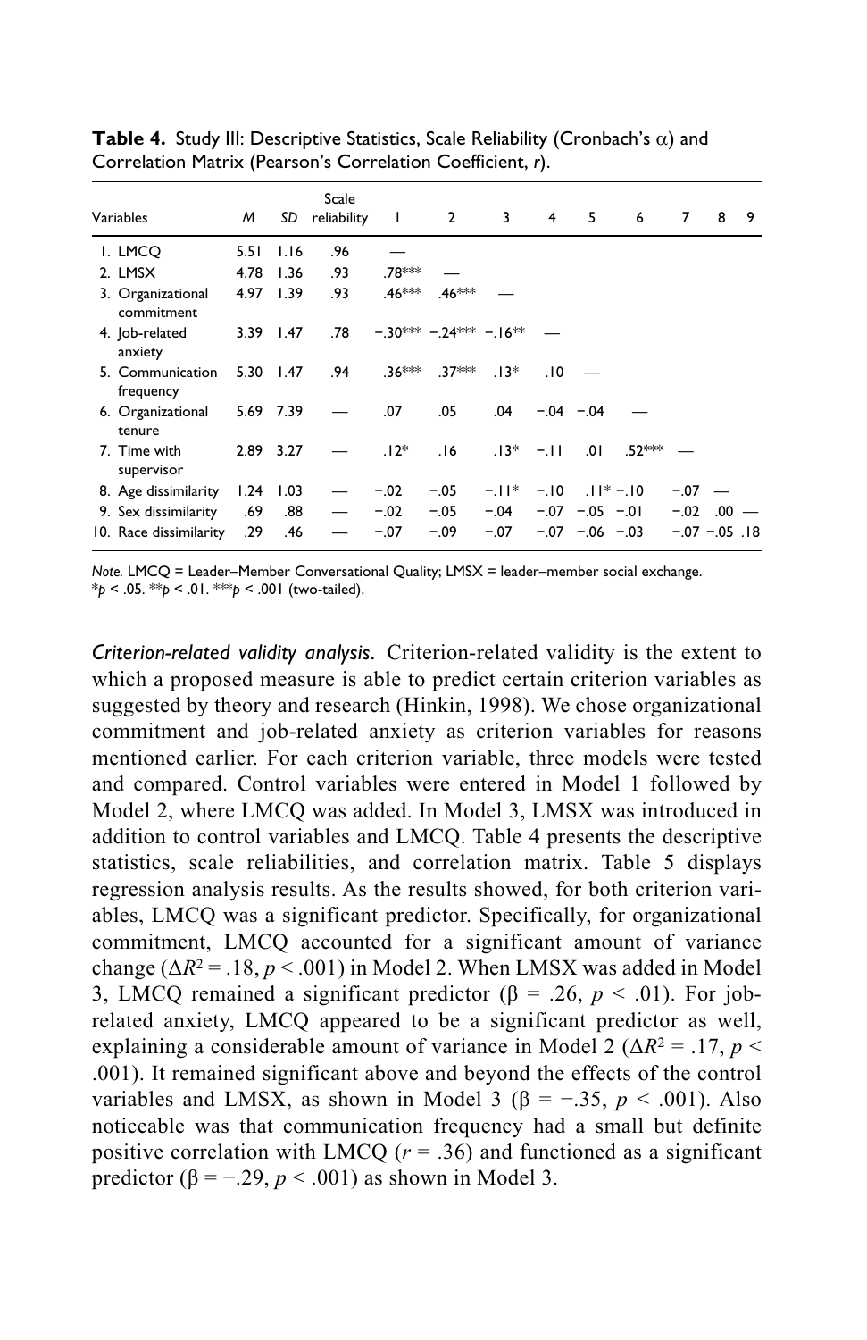**Table 4.** Study III: Descriptive Statistics, Scale Reliability (Cronbach's α) and Correlation Matrix (Pearson's Correlation Coefficient, *r*).

| Variables | *M* | *SD* | Scale reliability | 1 | 2 | 3 | 4 | 5 | 6 | 7 | 8 | 9 |
|---|---|---|---|---|---|---|---|---|---|---|---|---|
| 1. LMCQ | 5.51 | 1.16 | .96 | — | | | | | | | | |
| 2. LMSX | 4.78 | 1.36 | .93 | .78*** | — | | | | | | | |
| 3. Organizational commitment | 4.97 | 1.39 | .93 | .46*** | .46*** | — | | | | | | |
| 4. Job-related anxiety | 3.39 | 1.47 | .78 | −.30*** | −.24*** | −.16** | — | | | | | |
| 5. Communication frequency | 5.30 | 1.47 | .94 | .36*** | .37*** | .13* | .10 | — | | | | |
| 6. Organizational tenure | 5.69 | 7.39 | — | .07 | .05 | .04 | −.04 | −.04 | — | | | |
| 7. Time with supervisor | 2.89 | 3.27 | — | .12* | .16 | .13* | −.11 | .01 | .52*** | — | | |
| 8. Age dissimilarity | 1.24 | 1.03 | — | −.02 | −.05 | −.11* | −.10 | .11* | −.10 | −.07 | — | |
| 9. Sex dissimilarity | .69 | .88 | — | −.02 | −.05 | −.04 | −.07 | −.05 | −.01 | −.02 | .00 | — |
| 10. Race dissimilarity | .29 | .46 | — | −.07 | −.09 | −.07 | −.07 | −.06 | −.03 | −.07 | −.05 | .18 |

*Note.* LMCQ = Leader–Member Conversational Quality; LMSX = leader–member social exchange.
\**p* < .05. \*\**p* < .01. \*\*\**p* < .001 (two-tailed).

*Criterion-related validity analysis.* Criterion-related validity is the extent to which a proposed measure is able to predict certain criterion variables as suggested by theory and research (Hinkin, 1998). We chose organizational commitment and job-related anxiety as criterion variables for reasons mentioned earlier. For each criterion variable, three models were tested and compared. Control variables were entered in Model 1 followed by Model 2, where LMCQ was added. In Model 3, LMSX was introduced in addition to control variables and LMCQ. Table 4 presents the descriptive statistics, scale reliabilities, and correlation matrix. Table 5 displays regression analysis results. As the results showed, for both criterion variables, LMCQ was a significant predictor. Specifically, for organizational commitment, LMCQ accounted for a significant amount of variance change ($\Delta R^2 = .18$, $p < .001$) in Model 2. When LMSX was added in Model 3, LMCQ remained a significant predictor ($\beta = .26$, $p < .01$). For job-related anxiety, LMCQ appeared to be a significant predictor as well, explaining a considerable amount of variance in Model 2 ($\Delta R^2 = .17$, $p < .001$). It remained significant above and beyond the effects of the control variables and LMSX, as shown in Model 3 ($\beta = -.35$, $p < .001$). Also noticeable was that communication frequency had a small but definite positive correlation with LMCQ ($r = .36$) and functioned as a significant predictor ($\beta = -.29$, $p < .001$) as shown in Model 3.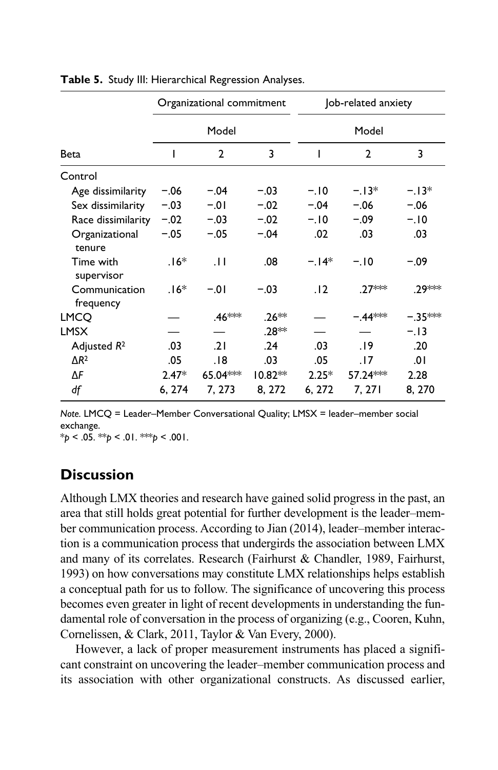**Table 5.** Study III: Hierarchical Regression Analyses.

| | Organizational commitment | | | Job-related anxiety | | |
|---|---|---|---|---|---|---|
| | Model | | | Model | | |
| Beta | 1 | 2 | 3 | 1 | 2 | 3 |
| Control | | | | | | |
| Age dissimilarity | −.06 | −.04 | −.03 | −.10 | −.13* | −.13* |
| Sex dissimilarity | −.03 | −.01 | −.02 | −.04 | −.06 | −.06 |
| Race dissimilarity | −.02 | −.03 | −.02 | −.10 | −.09 | −.10 |
| Organizational tenure | −.05 | −.05 | −.04 | .02 | .03 | .03 |
| Time with supervisor | .16* | .11 | .08 | −.14* | −.10 | −.09 |
| Communication frequency | .16* | −.01 | −.03 | .12 | .27*** | .29*** |
| LMCQ | — | .46*** | .26** | — | −.44*** | −.35*** |
| LMSX | — | — | .28** | — | — | −.13 |
| Adjusted $R^2$ | .03 | .21 | .24 | .03 | .19 | .20 |
| $\Delta R^2$ | .05 | .18 | .03 | .05 | .17 | .01 |
| $\Delta F$ | 2.47* | 65.04*** | 10.82** | 2.25* | 57.24*** | 2.28 |
| *df* | 6, 274 | 7, 273 | 8, 272 | 6, 272 | 7, 271 | 8, 270 |

*Note.* LMCQ = Leader–Member Conversational Quality; LMSX = leader–member social exchange.
*$p < .05$. **$p < .01$. ***$p < .001$.

## Discussion

Although LMX theories and research have gained solid progress in the past, an area that still holds great potential for further development is the leader–member communication process. According to Jian (2014), leader–member interaction is a communication process that undergirds the association between LMX and many of its correlates. Research (Fairhurst & Chandler, 1989, Fairhurst, 1993) on how conversations may constitute LMX relationships helps establish a conceptual path for us to follow. The significance of uncovering this process becomes even greater in light of recent developments in understanding the fundamental role of conversation in the process of organizing (e.g., Cooren, Kuhn, Cornelissen, & Clark, 2011, Taylor & Van Every, 2000).

However, a lack of proper measurement instruments has placed a significant constraint on uncovering the leader–member communication process and its association with other organizational constructs. As discussed earlier,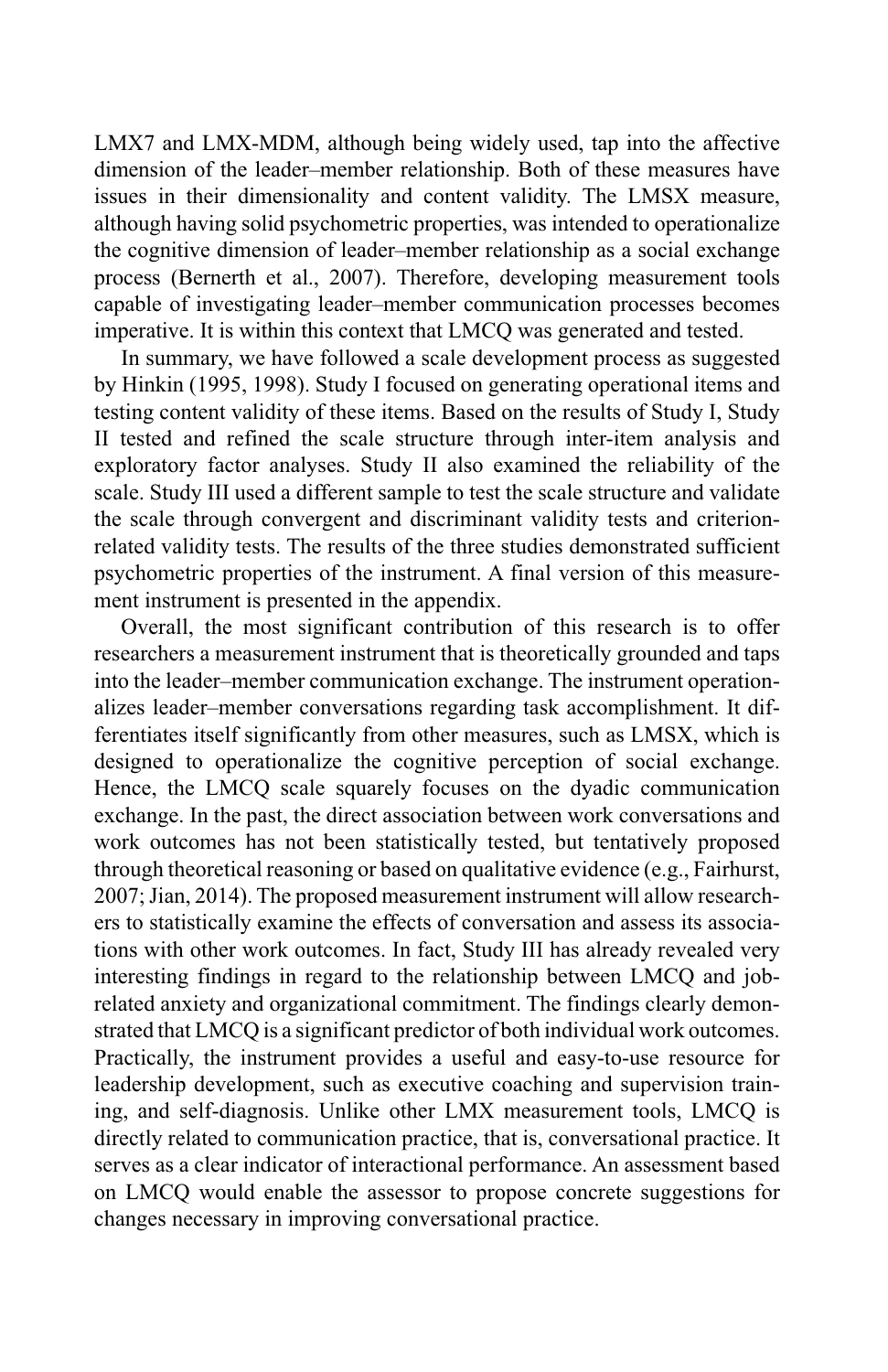LMX7 and LMX-MDM, although being widely used, tap into the affective dimension of the leader–member relationship. Both of these measures have issues in their dimensionality and content validity. The LMSX measure, although having solid psychometric properties, was intended to operationalize the cognitive dimension of leader–member relationship as a social exchange process (Bernerth et al., 2007). Therefore, developing measurement tools capable of investigating leader–member communication processes becomes imperative. It is within this context that LMCQ was generated and tested.

In summary, we have followed a scale development process as suggested by Hinkin (1995, 1998). Study I focused on generating operational items and testing content validity of these items. Based on the results of Study I, Study II tested and refined the scale structure through inter-item analysis and exploratory factor analyses. Study II also examined the reliability of the scale. Study III used a different sample to test the scale structure and validate the scale through convergent and discriminant validity tests and criterion-related validity tests. The results of the three studies demonstrated sufficient psychometric properties of the instrument. A final version of this measurement instrument is presented in the appendix.

Overall, the most significant contribution of this research is to offer researchers a measurement instrument that is theoretically grounded and taps into the leader–member communication exchange. The instrument operationalizes leader–member conversations regarding task accomplishment. It differentiates itself significantly from other measures, such as LMSX, which is designed to operationalize the cognitive perception of social exchange. Hence, the LMCQ scale squarely focuses on the dyadic communication exchange. In the past, the direct association between work conversations and work outcomes has not been statistically tested, but tentatively proposed through theoretical reasoning or based on qualitative evidence (e.g., Fairhurst, 2007; Jian, 2014). The proposed measurement instrument will allow researchers to statistically examine the effects of conversation and assess its associations with other work outcomes. In fact, Study III has already revealed very interesting findings in regard to the relationship between LMCQ and job-related anxiety and organizational commitment. The findings clearly demonstrated that LMCQ is a significant predictor of both individual work outcomes. Practically, the instrument provides a useful and easy-to-use resource for leadership development, such as executive coaching and supervision training, and self-diagnosis. Unlike other LMX measurement tools, LMCQ is directly related to communication practice, that is, conversational practice. It serves as a clear indicator of interactional performance. An assessment based on LMCQ would enable the assessor to propose concrete suggestions for changes necessary in improving conversational practice.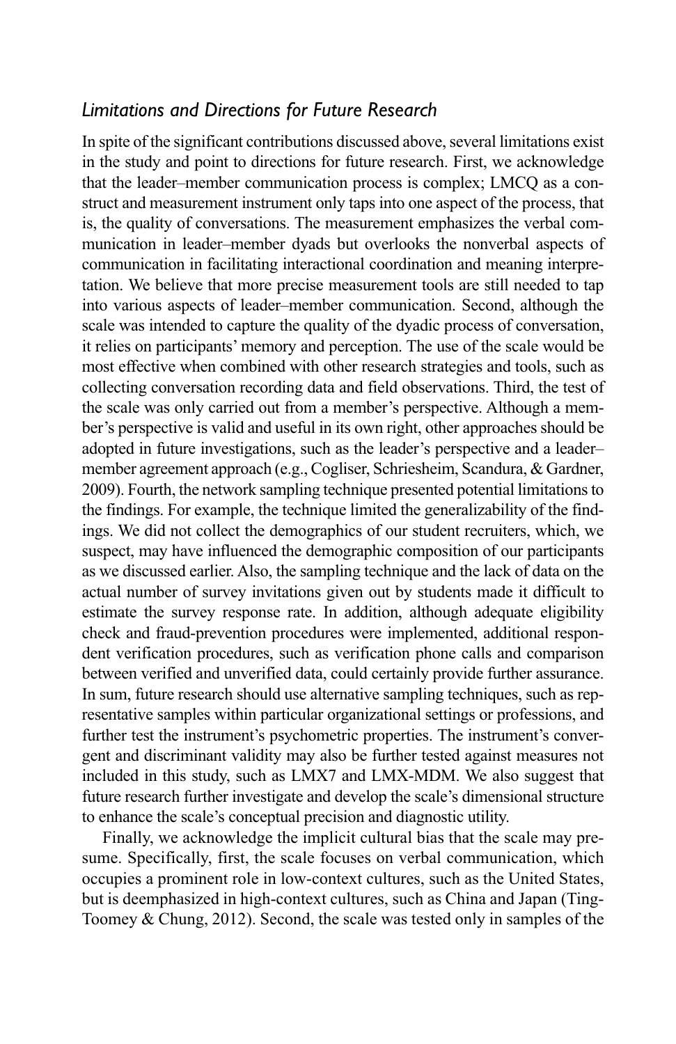### *Limitations and Directions for Future Research*

In spite of the significant contributions discussed above, several limitations exist in the study and point to directions for future research. First, we acknowledge that the leader–member communication process is complex; LMCQ as a construct and measurement instrument only taps into one aspect of the process, that is, the quality of conversations. The measurement emphasizes the verbal communication in leader–member dyads but overlooks the nonverbal aspects of communication in facilitating interactional coordination and meaning interpretation. We believe that more precise measurement tools are still needed to tap into various aspects of leader–member communication. Second, although the scale was intended to capture the quality of the dyadic process of conversation, it relies on participants' memory and perception. The use of the scale would be most effective when combined with other research strategies and tools, such as collecting conversation recording data and field observations. Third, the test of the scale was only carried out from a member's perspective. Although a member's perspective is valid and useful in its own right, other approaches should be adopted in future investigations, such as the leader's perspective and a leader–member agreement approach (e.g., Cogliser, Schriesheim, Scandura, & Gardner, 2009). Fourth, the network sampling technique presented potential limitations to the findings. For example, the technique limited the generalizability of the findings. We did not collect the demographics of our student recruiters, which, we suspect, may have influenced the demographic composition of our participants as we discussed earlier. Also, the sampling technique and the lack of data on the actual number of survey invitations given out by students made it difficult to estimate the survey response rate. In addition, although adequate eligibility check and fraud-prevention procedures were implemented, additional respondent verification procedures, such as verification phone calls and comparison between verified and unverified data, could certainly provide further assurance. In sum, future research should use alternative sampling techniques, such as representative samples within particular organizational settings or professions, and further test the instrument's psychometric properties. The instrument's convergent and discriminant validity may also be further tested against measures not included in this study, such as LMX7 and LMX-MDM. We also suggest that future research further investigate and develop the scale's dimensional structure to enhance the scale's conceptual precision and diagnostic utility.

Finally, we acknowledge the implicit cultural bias that the scale may presume. Specifically, first, the scale focuses on verbal communication, which occupies a prominent role in low-context cultures, such as the United States, but is deemphasized in high-context cultures, such as China and Japan (Ting-Toomey & Chung, 2012). Second, the scale was tested only in samples of the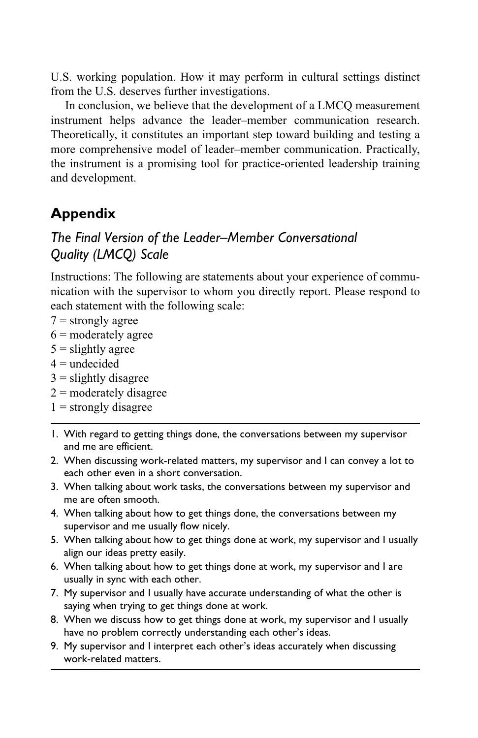U.S. working population. How it may perform in cultural settings distinct from the U.S. deserves further investigations.

In conclusion, we believe that the development of a LMCQ measurement instrument helps advance the leader–member communication research. Theoretically, it constitutes an important step toward building and testing a more comprehensive model of leader–member communication. Practically, the instrument is a promising tool for practice-oriented leadership training and development.

## Appendix

### *The Final Version of the Leader–Member Conversational Quality (LMCQ) Scale*

Instructions: The following are statements about your experience of communication with the supervisor to whom you directly report. Please respond to each statement with the following scale:

7 = strongly agree
6 = moderately agree
5 = slightly agree
4 = undecided
3 = slightly disagree
2 = moderately disagree
1 = strongly disagree

1. With regard to getting things done, the conversations between my supervisor and me are efficient.
2. When discussing work-related matters, my supervisor and I can convey a lot to each other even in a short conversation.
3. When talking about work tasks, the conversations between my supervisor and me are often smooth.
4. When talking about how to get things done, the conversations between my supervisor and me usually flow nicely.
5. When talking about how to get things done at work, my supervisor and I usually align our ideas pretty easily.
6. When talking about how to get things done at work, my supervisor and I are usually in sync with each other.
7. My supervisor and I usually have accurate understanding of what the other is saying when trying to get things done at work.
8. When we discuss how to get things done at work, my supervisor and I usually have no problem correctly understanding each other's ideas.
9. My supervisor and I interpret each other's ideas accurately when discussing work-related matters.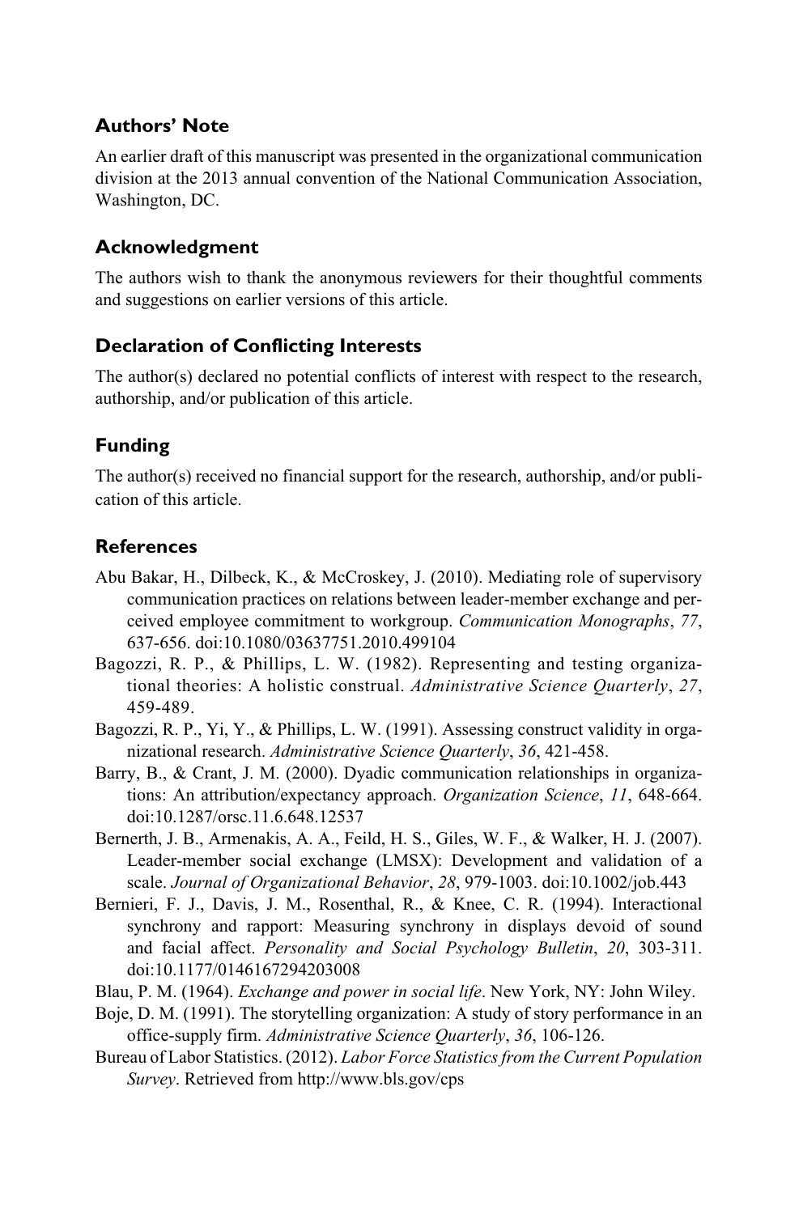## Authors' Note

An earlier draft of this manuscript was presented in the organizational communication division at the 2013 annual convention of the National Communication Association, Washington, DC.

## Acknowledgment

The authors wish to thank the anonymous reviewers for their thoughtful comments and suggestions on earlier versions of this article.

## Declaration of Conflicting Interests

The author(s) declared no potential conflicts of interest with respect to the research, authorship, and/or publication of this article.

## Funding

The author(s) received no financial support for the research, authorship, and/or publication of this article.

## References

Abu Bakar, H., Dilbeck, K., & McCroskey, J. (2010). Mediating role of supervisory communication practices on relations between leader-member exchange and perceived employee commitment to workgroup. *Communication Monographs*, *77*, 637-656. doi:10.1080/03637751.2010.499104

Bagozzi, R. P., & Phillips, L. W. (1982). Representing and testing organizational theories: A holistic construal. *Administrative Science Quarterly*, *27*, 459-489.

Bagozzi, R. P., Yi, Y., & Phillips, L. W. (1991). Assessing construct validity in organizational research. *Administrative Science Quarterly*, *36*, 421-458.

Barry, B., & Crant, J. M. (2000). Dyadic communication relationships in organizations: An attribution/expectancy approach. *Organization Science*, *11*, 648-664. doi:10.1287/orsc.11.6.648.12537

Bernerth, J. B., Armenakis, A. A., Feild, H. S., Giles, W. F., & Walker, H. J. (2007). Leader-member social exchange (LMSX): Development and validation of a scale. *Journal of Organizational Behavior*, *28*, 979-1003. doi:10.1002/job.443

Bernieri, F. J., Davis, J. M., Rosenthal, R., & Knee, C. R. (1994). Interactional synchrony and rapport: Measuring synchrony in displays devoid of sound and facial affect. *Personality and Social Psychology Bulletin*, *20*, 303-311. doi:10.1177/0146167294203008

Blau, P. M. (1964). *Exchange and power in social life*. New York, NY: John Wiley.

Boje, D. M. (1991). The storytelling organization: A study of story performance in an office-supply firm. *Administrative Science Quarterly*, *36*, 106-126.

Bureau of Labor Statistics. (2012). *Labor Force Statistics from the Current Population Survey*. Retrieved from http://www.bls.gov/cps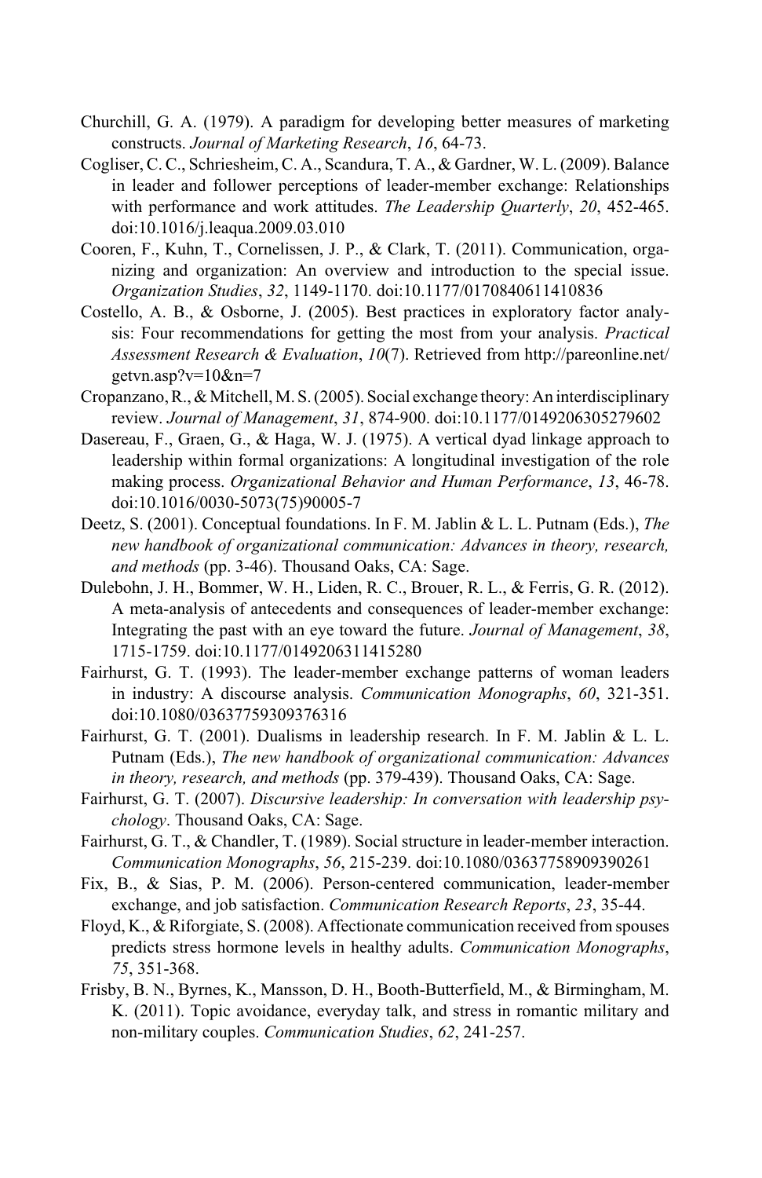Churchill, G. A. (1979). A paradigm for developing better measures of marketing constructs. *Journal of Marketing Research*, *16*, 64-73.

Cogliser, C. C., Schriesheim, C. A., Scandura, T. A., & Gardner, W. L. (2009). Balance in leader and follower perceptions of leader-member exchange: Relationships with performance and work attitudes. *The Leadership Quarterly*, *20*, 452-465. doi:10.1016/j.leaqua.2009.03.010

Cooren, F., Kuhn, T., Cornelissen, J. P., & Clark, T. (2011). Communication, organizing and organization: An overview and introduction to the special issue. *Organization Studies*, *32*, 1149-1170. doi:10.1177/0170840611410836

Costello, A. B., & Osborne, J. (2005). Best practices in exploratory factor analysis: Four recommendations for getting the most from your analysis. *Practical Assessment Research & Evaluation*, *10*(7). Retrieved from http://pareonline.net/getvn.asp?v=10&n=7

Cropanzano, R., & Mitchell, M. S. (2005). Social exchange theory: An interdisciplinary review. *Journal of Management*, *31*, 874-900. doi:10.1177/0149206305279602

Dasereau, F., Graen, G., & Haga, W. J. (1975). A vertical dyad linkage approach to leadership within formal organizations: A longitudinal investigation of the role making process. *Organizational Behavior and Human Performance*, *13*, 46-78. doi:10.1016/0030-5073(75)90005-7

Deetz, S. (2001). Conceptual foundations. In F. M. Jablin & L. L. Putnam (Eds.), *The new handbook of organizational communication: Advances in theory, research, and methods* (pp. 3-46). Thousand Oaks, CA: Sage.

Dulebohn, J. H., Bommer, W. H., Liden, R. C., Brouer, R. L., & Ferris, G. R. (2012). A meta-analysis of antecedents and consequences of leader-member exchange: Integrating the past with an eye toward the future. *Journal of Management*, *38*, 1715-1759. doi:10.1177/0149206311415280

Fairhurst, G. T. (1993). The leader-member exchange patterns of woman leaders in industry: A discourse analysis. *Communication Monographs*, *60*, 321-351. doi:10.1080/03637759309376316

Fairhurst, G. T. (2001). Dualisms in leadership research. In F. M. Jablin & L. L. Putnam (Eds.), *The new handbook of organizational communication: Advances in theory, research, and methods* (pp. 379-439). Thousand Oaks, CA: Sage.

Fairhurst, G. T. (2007). *Discursive leadership: In conversation with leadership psychology*. Thousand Oaks, CA: Sage.

Fairhurst, G. T., & Chandler, T. (1989). Social structure in leader-member interaction. *Communication Monographs*, *56*, 215-239. doi:10.1080/03637758909390261

Fix, B., & Sias, P. M. (2006). Person-centered communication, leader-member exchange, and job satisfaction. *Communication Research Reports*, *23*, 35-44.

Floyd, K., & Riforgiate, S. (2008). Affectionate communication received from spouses predicts stress hormone levels in healthy adults. *Communication Monographs*, *75*, 351-368.

Frisby, B. N., Byrnes, K., Mansson, D. H., Booth-Butterfield, M., & Birmingham, M. K. (2011). Topic avoidance, everyday talk, and stress in romantic military and non-military couples. *Communication Studies*, *62*, 241-257.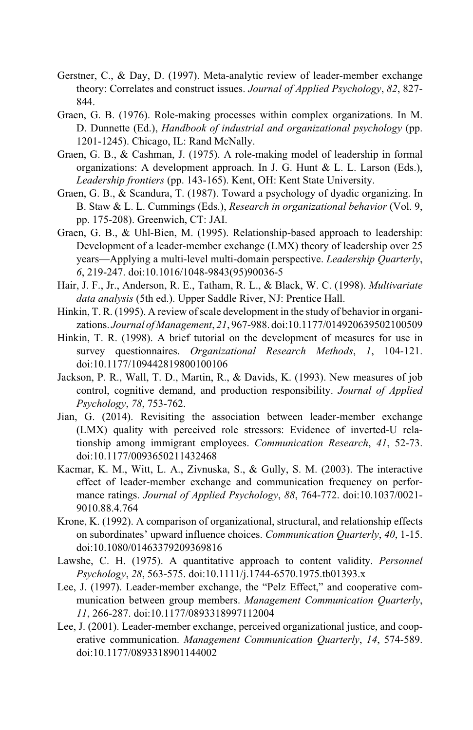Gerstner, C., & Day, D. (1997). Meta-analytic review of leader-member exchange theory: Correlates and construct issues. *Journal of Applied Psychology*, *82*, 827-844.

Graen, G. B. (1976). Role-making processes within complex organizations. In M. D. Dunnette (Ed.), *Handbook of industrial and organizational psychology* (pp. 1201-1245). Chicago, IL: Rand McNally.

Graen, G. B., & Cashman, J. (1975). A role-making model of leadership in formal organizations: A development approach. In J. G. Hunt & L. L. Larson (Eds.), *Leadership frontiers* (pp. 143-165). Kent, OH: Kent State University.

Graen, G. B., & Scandura, T. (1987). Toward a psychology of dyadic organizing. In B. Staw & L. L. Cummings (Eds.), *Research in organizational behavior* (Vol. 9, pp. 175-208). Greenwich, CT: JAI.

Graen, G. B., & Uhl-Bien, M. (1995). Relationship-based approach to leadership: Development of a leader-member exchange (LMX) theory of leadership over 25 years—Applying a multi-level multi-domain perspective. *Leadership Quarterly*, *6*, 219-247. doi:10.1016/1048-9843(95)90036-5

Hair, J. F., Jr., Anderson, R. E., Tatham, R. L., & Black, W. C. (1998). *Multivariate data analysis* (5th ed.). Upper Saddle River, NJ: Prentice Hall.

Hinkin, T. R. (1995). A review of scale development in the study of behavior in organizations. *Journal of Management*, *21*, 967-988. doi:10.1177/014920639502100509

Hinkin, T. R. (1998). A brief tutorial on the development of measures for use in survey questionnaires. *Organizational Research Methods*, *1*, 104-121. doi:10.1177/109442819800100106

Jackson, P. R., Wall, T. D., Martin, R., & Davids, K. (1993). New measures of job control, cognitive demand, and production responsibility. *Journal of Applied Psychology*, *78*, 753-762.

Jian, G. (2014). Revisiting the association between leader-member exchange (LMX) quality with perceived role stressors: Evidence of inverted-U relationship among immigrant employees. *Communication Research*, *41*, 52-73. doi:10.1177/0093650211432468

Kacmar, K. M., Witt, L. A., Zivnuska, S., & Gully, S. M. (2003). The interactive effect of leader-member exchange and communication frequency on performance ratings. *Journal of Applied Psychology*, *88*, 764-772. doi:10.1037/0021-9010.88.4.764

Krone, K. (1992). A comparison of organizational, structural, and relationship effects on subordinates' upward influence choices. *Communication Quarterly*, *40*, 1-15. doi:10.1080/01463379209369816

Lawshe, C. H. (1975). A quantitative approach to content validity. *Personnel Psychology*, *28*, 563-575. doi:10.1111/j.1744-6570.1975.tb01393.x

Lee, J. (1997). Leader-member exchange, the "Pelz Effect," and cooperative communication between group members. *Management Communication Quarterly*, *11*, 266-287. doi:10.1177/0893318997112004

Lee, J. (2001). Leader-member exchange, perceived organizational justice, and cooperative communication. *Management Communication Quarterly*, *14*, 574-589. doi:10.1177/0893318901144002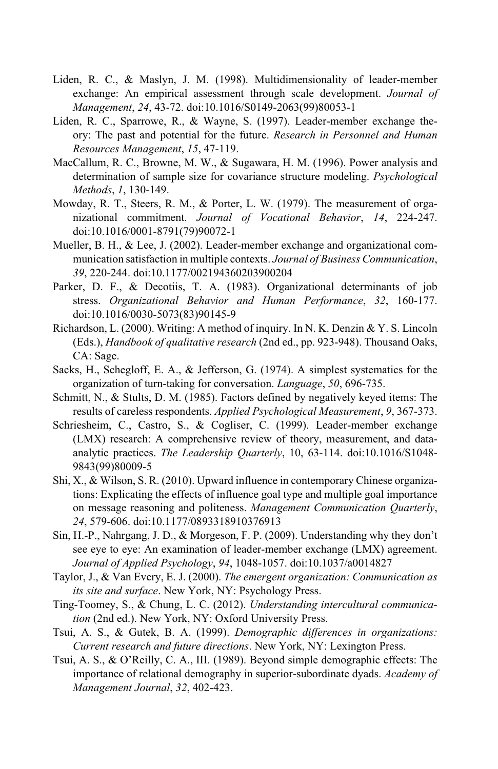Liden, R. C., & Maslyn, J. M. (1998). Multidimensionality of leader-member exchange: An empirical assessment through scale development. *Journal of Management*, *24*, 43-72. doi:10.1016/S0149-2063(99)80053-1

Liden, R. C., Sparrowe, R., & Wayne, S. (1997). Leader-member exchange theory: The past and potential for the future. *Research in Personnel and Human Resources Management*, *15*, 47-119.

MacCallum, R. C., Browne, M. W., & Sugawara, H. M. (1996). Power analysis and determination of sample size for covariance structure modeling. *Psychological Methods*, *1*, 130-149.

Mowday, R. T., Steers, R. M., & Porter, L. W. (1979). The measurement of organizational commitment. *Journal of Vocational Behavior*, *14*, 224-247. doi:10.1016/0001-8791(79)90072-1

Mueller, B. H., & Lee, J. (2002). Leader-member exchange and organizational communication satisfaction in multiple contexts. *Journal of Business Communication*, *39*, 220-244. doi:10.1177/002194360203900204

Parker, D. F., & Decotiis, T. A. (1983). Organizational determinants of job stress. *Organizational Behavior and Human Performance*, *32*, 160-177. doi:10.1016/0030-5073(83)90145-9

Richardson, L. (2000). Writing: A method of inquiry. In N. K. Denzin & Y. S. Lincoln (Eds.), *Handbook of qualitative research* (2nd ed., pp. 923-948). Thousand Oaks, CA: Sage.

Sacks, H., Schegloff, E. A., & Jefferson, G. (1974). A simplest systematics for the organization of turn-taking for conversation. *Language*, *50*, 696-735.

Schmitt, N., & Stults, D. M. (1985). Factors defined by negatively keyed items: The results of careless respondents. *Applied Psychological Measurement*, *9*, 367-373.

Schriesheim, C., Castro, S., & Cogliser, C. (1999). Leader-member exchange (LMX) research: A comprehensive review of theory, measurement, and data-analytic practices. *The Leadership Quarterly*, 10, 63-114. doi:10.1016/S1048-9843(99)80009-5

Shi, X., & Wilson, S. R. (2010). Upward influence in contemporary Chinese organizations: Explicating the effects of influence goal type and multiple goal importance on message reasoning and politeness. *Management Communication Quarterly*, *24*, 579-606. doi:10.1177/0893318910376913

Sin, H.-P., Nahrgang, J. D., & Morgeson, F. P. (2009). Understanding why they don't see eye to eye: An examination of leader-member exchange (LMX) agreement. *Journal of Applied Psychology*, *94*, 1048-1057. doi:10.1037/a0014827

Taylor, J., & Van Every, E. J. (2000). *The emergent organization: Communication as its site and surface*. New York, NY: Psychology Press.

Ting-Toomey, S., & Chung, L. C. (2012). *Understanding intercultural communication* (2nd ed.). New York, NY: Oxford University Press.

Tsui, A. S., & Gutek, B. A. (1999). *Demographic differences in organizations: Current research and future directions*. New York, NY: Lexington Press.

Tsui, A. S., & O'Reilly, C. A., III. (1989). Beyond simple demographic effects: The importance of relational demography in superior-subordinate dyads. *Academy of Management Journal*, *32*, 402-423.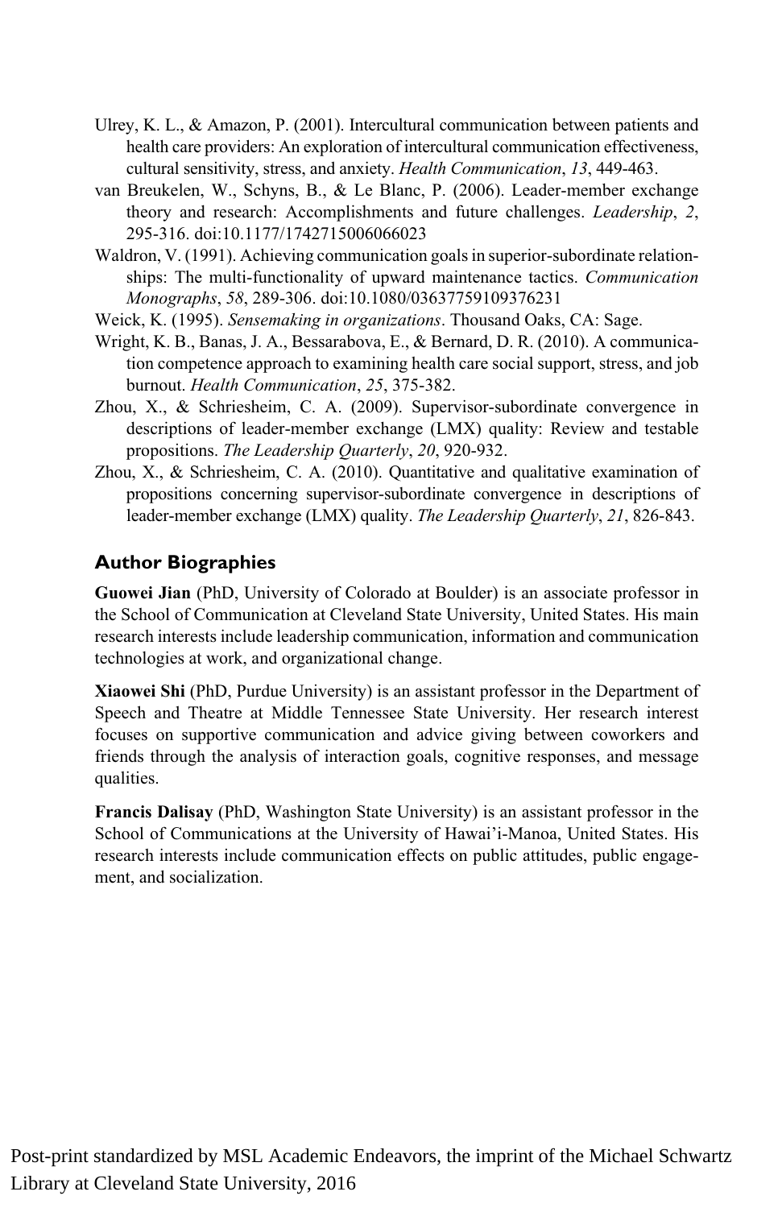Ulrey, K. L., & Amazon, P. (2001). Intercultural communication between patients and health care providers: An exploration of intercultural communication effectiveness, cultural sensitivity, stress, and anxiety. *Health Communication*, *13*, 449-463.

van Breukelen, W., Schyns, B., & Le Blanc, P. (2006). Leader-member exchange theory and research: Accomplishments and future challenges. *Leadership*, *2*, 295-316. doi:10.1177/1742715006066023

Waldron, V. (1991). Achieving communication goals in superior-subordinate relationships: The multi-functionality of upward maintenance tactics. *Communication Monographs*, *58*, 289-306. doi:10.1080/03637759109376231

Weick, K. (1995). *Sensemaking in organizations*. Thousand Oaks, CA: Sage.

Wright, K. B., Banas, J. A., Bessarabova, E., & Bernard, D. R. (2010). A communication competence approach to examining health care social support, stress, and job burnout. *Health Communication*, *25*, 375-382.

Zhou, X., & Schriesheim, C. A. (2009). Supervisor-subordinate convergence in descriptions of leader-member exchange (LMX) quality: Review and testable propositions. *The Leadership Quarterly*, *20*, 920-932.

Zhou, X., & Schriesheim, C. A. (2010). Quantitative and qualitative examination of propositions concerning supervisor-subordinate convergence in descriptions of leader-member exchange (LMX) quality. *The Leadership Quarterly*, *21*, 826-843.

## Author Biographies

**Guowei Jian** (PhD, University of Colorado at Boulder) is an associate professor in the School of Communication at Cleveland State University, United States. His main research interests include leadership communication, information and communication technologies at work, and organizational change.

**Xiaowei Shi** (PhD, Purdue University) is an assistant professor in the Department of Speech and Theatre at Middle Tennessee State University. Her research interest focuses on supportive communication and advice giving between coworkers and friends through the analysis of interaction goals, cognitive responses, and message qualities.

**Francis Dalisay** (PhD, Washington State University) is an assistant professor in the School of Communications at the University of Hawai'i-Manoa, United States. His research interests include communication effects on public attitudes, public engagement, and socialization.

Post-print standardized by MSL Academic Endeavors, the imprint of the Michael Schwartz Library at Cleveland State University, 2016